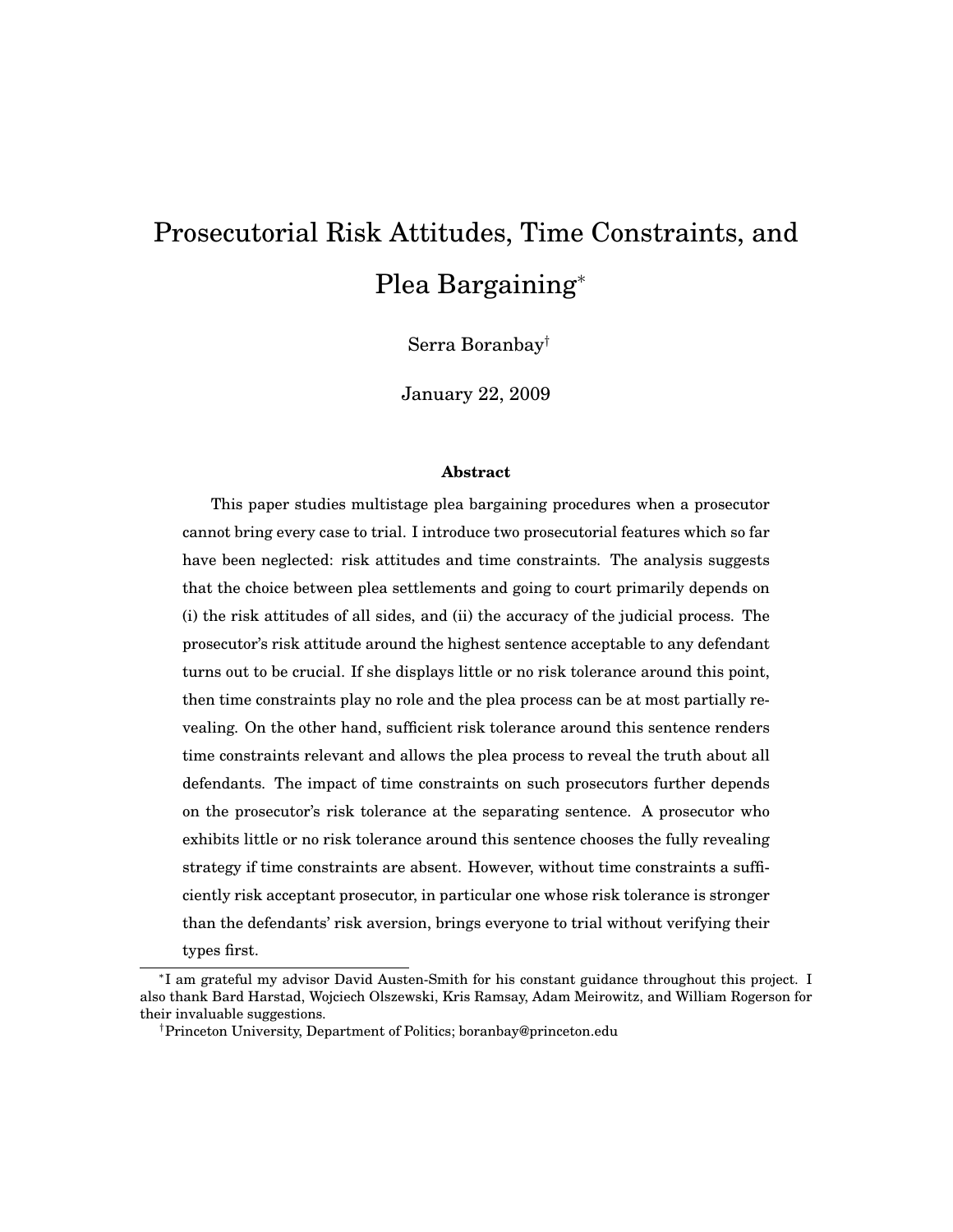# Prosecutorial Risk Attitudes, Time Constraints, and Plea Bargaining*

Serra Boranbay[†]

January 22, 2009

### Abstract

This paper studies multistage plea bargaining procedures when a prosecutor cannot bring every case to trial. I introduce two prosecutorial features which so far have been neglected: risk attitudes and time constraints. The analysis suggests that the choice between plea settlements and going to court primarily depends on (i) the risk attitudes of all sides, and (ii) the accuracy of the judicial process. The prosecutor's risk attitude around the highest sentence acceptable to any defendant turns out to be crucial. If she displays little or no risk tolerance around this point, then time constraints play no role and the plea process can be at most partially revealing. On the other hand, sufficient risk tolerance around this sentence renders time constraints relevant and allows the plea process to reveal the truth about all defendants. The impact of time constraints on such prosecutors further depends on the prosecutor's risk tolerance at the separating sentence. A prosecutor who exhibits little or no risk tolerance around this sentence chooses the fully revealing strategy if time constraints are absent. However, without time constraints a sufficiently risk acceptant prosecutor, in particular one whose risk tolerance is stronger than the defendants' risk aversion, brings everyone to trial without verifying their types first.

---

*I am grateful my advisor David Austen-Smith for his constant guidance throughout this project. I also thank Bard Harstad, Wojciech Olszewski, Kris Ramsay, Adam Meirowitz, and William Rogerson for their invaluable suggestions.

[†]Princeton University, Department of Politics; boranbay@princeton.edu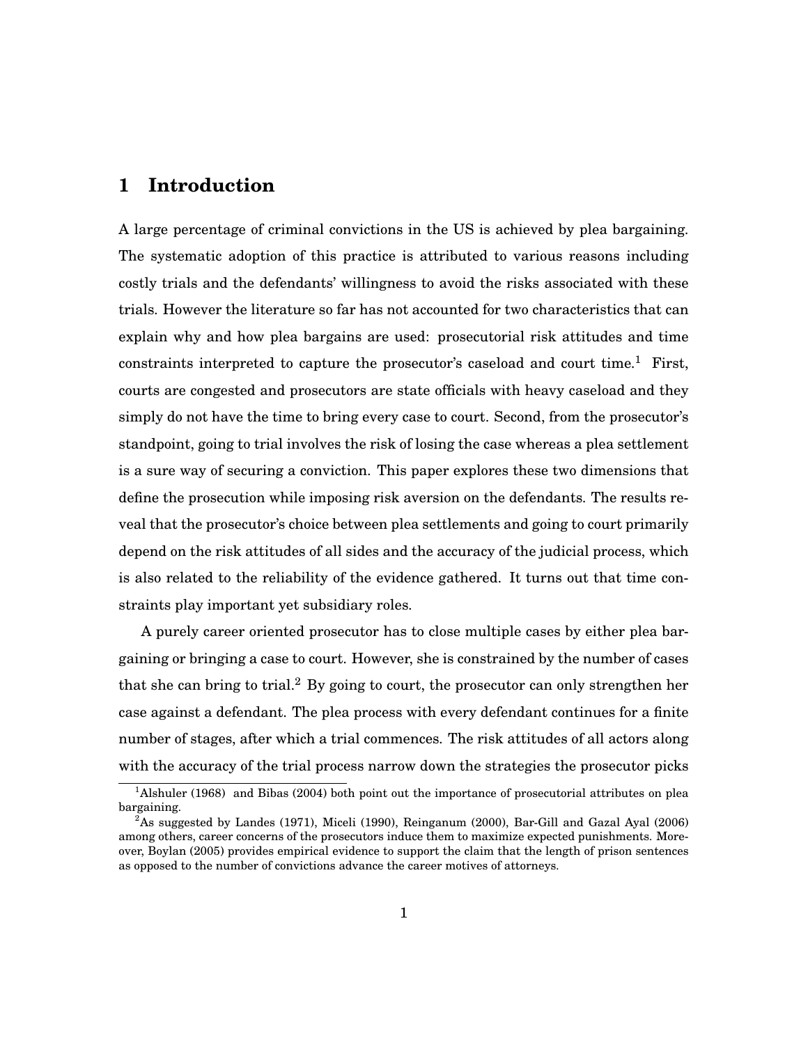# 1 Introduction

A large percentage of criminal convictions in the US is achieved by plea bargaining. The systematic adoption of this practice is attributed to various reasons including costly trials and the defendants' willingness to avoid the risks associated with these trials. However the literature so far has not accounted for two characteristics that can explain why and how plea bargains are used: prosecutorial risk attitudes and time constraints interpreted to capture the prosecutor's caseload and court time.[1] First, courts are congested and prosecutors are state officials with heavy caseload and they simply do not have the time to bring every case to court. Second, from the prosecutor's standpoint, going to trial involves the risk of losing the case whereas a plea settlement is a sure way of securing a conviction. This paper explores these two dimensions that define the prosecution while imposing risk aversion on the defendants. The results reveal that the prosecutor's choice between plea settlements and going to court primarily depend on the risk attitudes of all sides and the accuracy of the judicial process, which is also related to the reliability of the evidence gathered. It turns out that time constraints play important yet subsidiary roles.

A purely career oriented prosecutor has to close multiple cases by either plea bargaining or bringing a case to court. However, she is constrained by the number of cases that she can bring to trial.[2] By going to court, the prosecutor can only strengthen her case against a defendant. The plea process with every defendant continues for a finite number of stages, after which a trial commences. The risk attitudes of all actors along with the accuracy of the trial process narrow down the strategies the prosecutor picks

[1] Alshuler (1968) and Bibas (2004) both point out the importance of prosecutorial attributes on plea bargaining.

[2] As suggested by Landes (1971), Miceli (1990), Reinganum (2000), Bar-Gill and Gazal Ayal (2006) among others, career concerns of the prosecutors induce them to maximize expected punishments. Moreover, Boylan (2005) provides empirical evidence to support the claim that the length of prison sentences as opposed to the number of convictions advance the career motives of attorneys.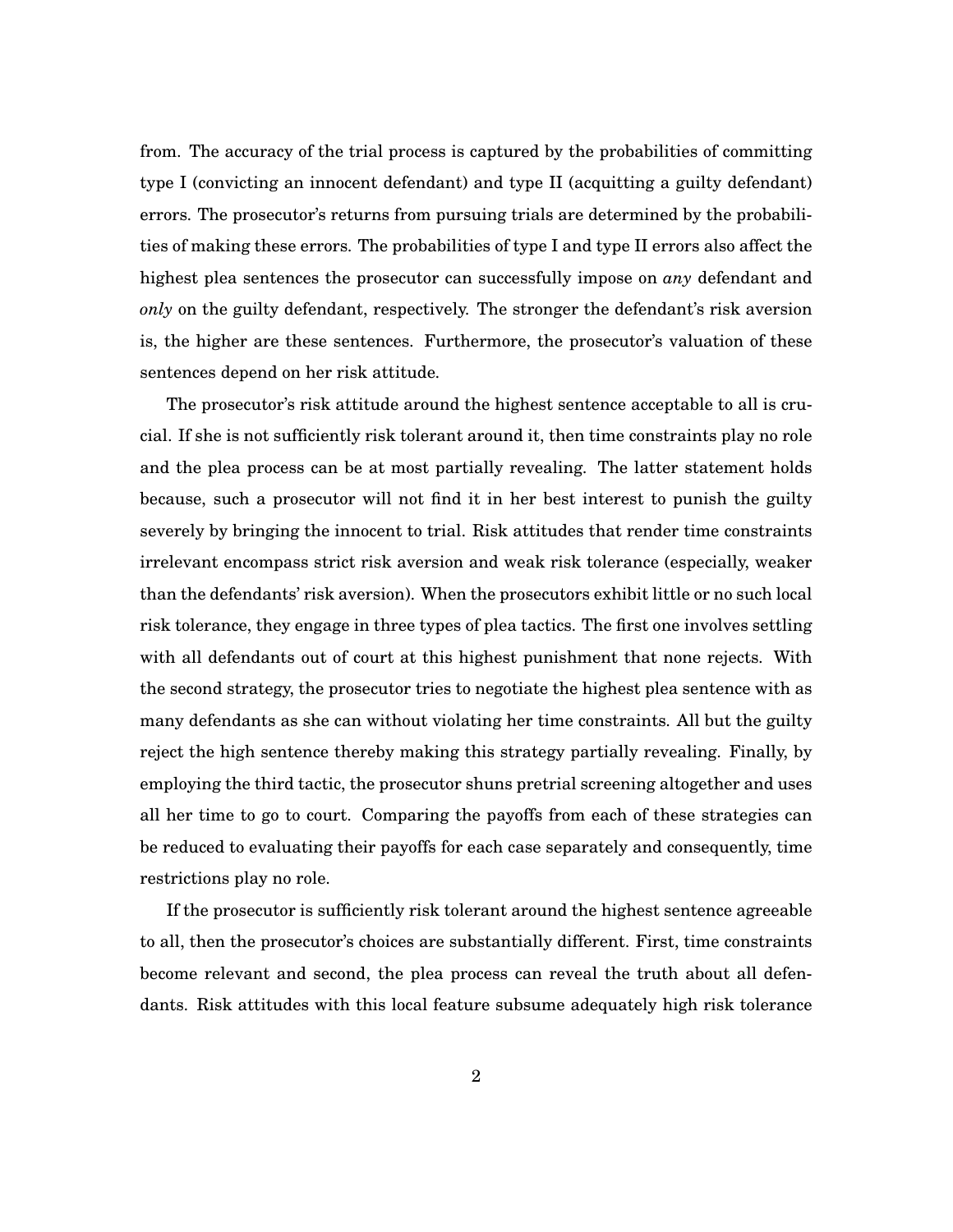from. The accuracy of the trial process is captured by the probabilities of committing type I (convicting an innocent defendant) and type II (acquitting a guilty defendant) errors. The prosecutor's returns from pursuing trials are determined by the probabilities of making these errors. The probabilities of type I and type II errors also affect the highest plea sentences the prosecutor can successfully impose on *any* defendant and *only* on the guilty defendant, respectively. The stronger the defendant's risk aversion is, the higher are these sentences. Furthermore, the prosecutor's valuation of these sentences depend on her risk attitude.

The prosecutor's risk attitude around the highest sentence acceptable to all is crucial. If she is not sufficiently risk tolerant around it, then time constraints play no role and the plea process can be at most partially revealing. The latter statement holds because, such a prosecutor will not find it in her best interest to punish the guilty severely by bringing the innocent to trial. Risk attitudes that render time constraints irrelevant encompass strict risk aversion and weak risk tolerance (especially, weaker than the defendants' risk aversion). When the prosecutors exhibit little or no such local risk tolerance, they engage in three types of plea tactics. The first one involves settling with all defendants out of court at this highest punishment that none rejects. With the second strategy, the prosecutor tries to negotiate the highest plea sentence with as many defendants as she can without violating her time constraints. All but the guilty reject the high sentence thereby making this strategy partially revealing. Finally, by employing the third tactic, the prosecutor shuns pretrial screening altogether and uses all her time to go to court. Comparing the payoffs from each of these strategies can be reduced to evaluating their payoffs for each case separately and consequently, time restrictions play no role.

If the prosecutor is sufficiently risk tolerant around the highest sentence agreeable to all, then the prosecutor's choices are substantially different. First, time constraints become relevant and second, the plea process can reveal the truth about all defendants. Risk attitudes with this local feature subsume adequately high risk tolerance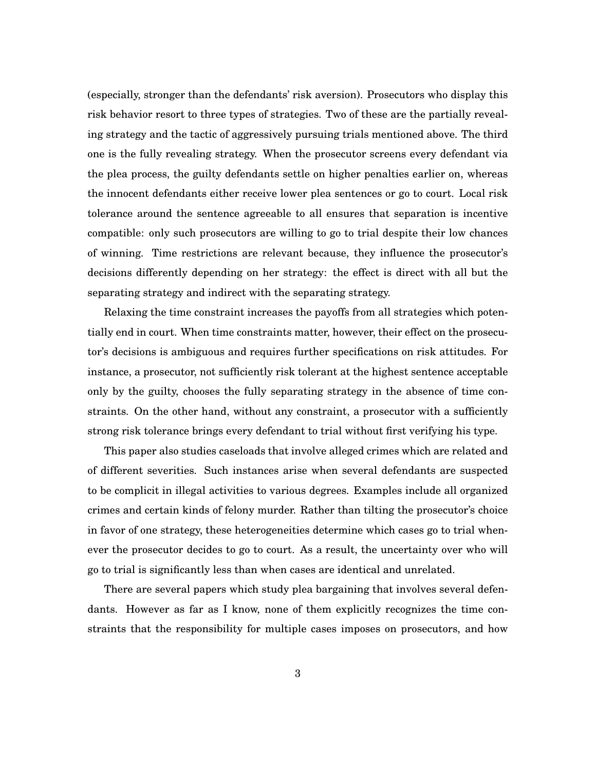(especially, stronger than the defendants' risk aversion). Prosecutors who display this risk behavior resort to three types of strategies. Two of these are the partially revealing strategy and the tactic of aggressively pursuing trials mentioned above. The third one is the fully revealing strategy. When the prosecutor screens every defendant via the plea process, the guilty defendants settle on higher penalties earlier on, whereas the innocent defendants either receive lower plea sentences or go to court. Local risk tolerance around the sentence agreeable to all ensures that separation is incentive compatible: only such prosecutors are willing to go to trial despite their low chances of winning. Time restrictions are relevant because, they influence the prosecutor's decisions differently depending on her strategy: the effect is direct with all but the separating strategy and indirect with the separating strategy.

Relaxing the time constraint increases the payoffs from all strategies which potentially end in court. When time constraints matter, however, their effect on the prosecutor's decisions is ambiguous and requires further specifications on risk attitudes. For instance, a prosecutor, not sufficiently risk tolerant at the highest sentence acceptable only by the guilty, chooses the fully separating strategy in the absence of time constraints. On the other hand, without any constraint, a prosecutor with a sufficiently strong risk tolerance brings every defendant to trial without first verifying his type.

This paper also studies caseloads that involve alleged crimes which are related and of different severities. Such instances arise when several defendants are suspected to be complicit in illegal activities to various degrees. Examples include all organized crimes and certain kinds of felony murder. Rather than tilting the prosecutor's choice in favor of one strategy, these heterogeneities determine which cases go to trial whenever the prosecutor decides to go to court. As a result, the uncertainty over who will go to trial is significantly less than when cases are identical and unrelated.

There are several papers which study plea bargaining that involves several defendants. However as far as I know, none of them explicitly recognizes the time constraints that the responsibility for multiple cases imposes on prosecutors, and how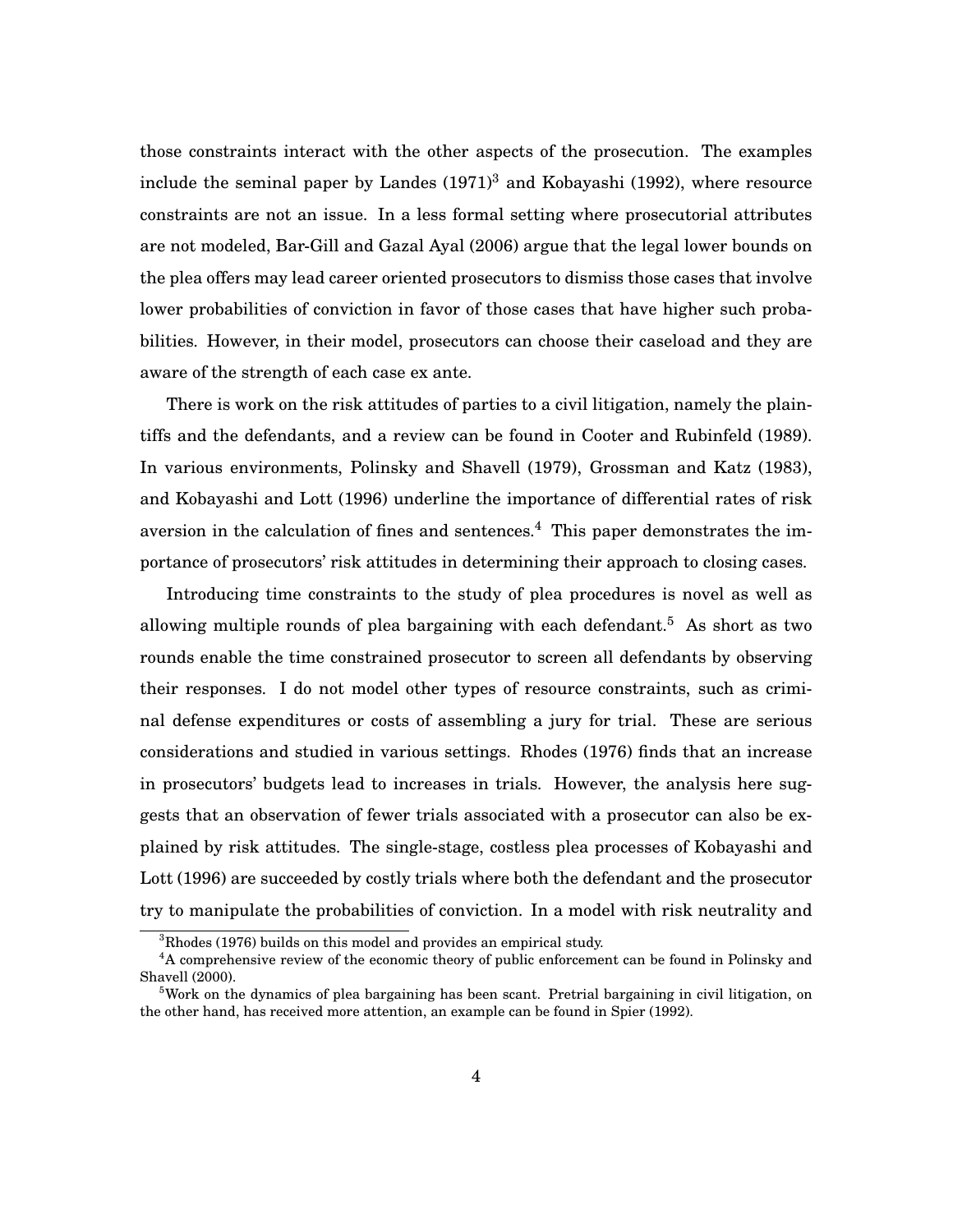those constraints interact with the other aspects of the prosecution. The examples include the seminal paper by Landes (1971)[3] and Kobayashi (1992), where resource constraints are not an issue. In a less formal setting where prosecutorial attributes are not modeled, Bar-Gill and Gazal Ayal (2006) argue that the legal lower bounds on the plea offers may lead career oriented prosecutors to dismiss those cases that involve lower probabilities of conviction in favor of those cases that have higher such probabilities. However, in their model, prosecutors can choose their caseload and they are aware of the strength of each case ex ante.

There is work on the risk attitudes of parties to a civil litigation, namely the plaintiffs and the defendants, and a review can be found in Cooter and Rubinfeld (1989). In various environments, Polinsky and Shavell (1979), Grossman and Katz (1983), and Kobayashi and Lott (1996) underline the importance of differential rates of risk aversion in the calculation of fines and sentences.[4] This paper demonstrates the importance of prosecutors' risk attitudes in determining their approach to closing cases.

Introducing time constraints to the study of plea procedures is novel as well as allowing multiple rounds of plea bargaining with each defendant.[5] As short as two rounds enable the time constrained prosecutor to screen all defendants by observing their responses. I do not model other types of resource constraints, such as criminal defense expenditures or costs of assembling a jury for trial. These are serious considerations and studied in various settings. Rhodes (1976) finds that an increase in prosecutors' budgets lead to increases in trials. However, the analysis here suggests that an observation of fewer trials associated with a prosecutor can also be explained by risk attitudes. The single-stage, costless plea processes of Kobayashi and Lott (1996) are succeeded by costly trials where both the defendant and the prosecutor try to manipulate the probabilities of conviction. In a model with risk neutrality and

[3] Rhodes (1976) builds on this model and provides an empirical study.

[4] A comprehensive review of the economic theory of public enforcement can be found in Polinsky and Shavell (2000).

[5] Work on the dynamics of plea bargaining has been scant. Pretrial bargaining in civil litigation, on the other hand, has received more attention, an example can be found in Spier (1992).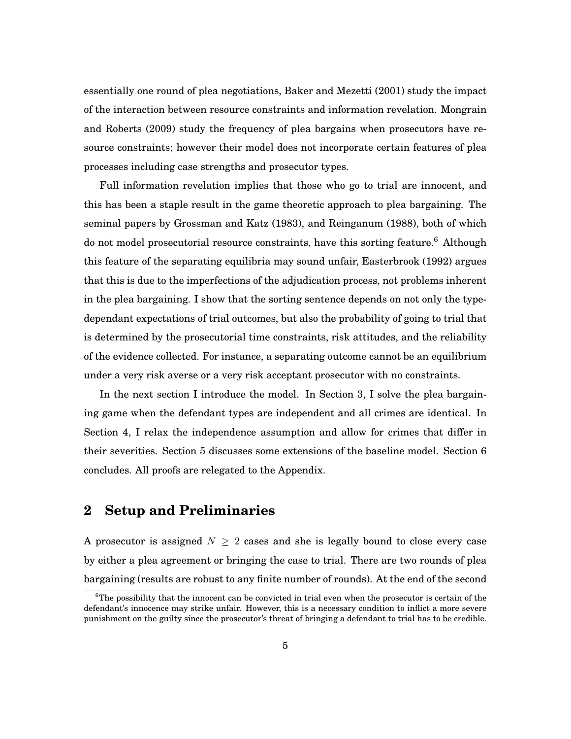essentially one round of plea negotiations, Baker and Mezetti (2001) study the impact of the interaction between resource constraints and information revelation. Mongrain and Roberts (2009) study the frequency of plea bargains when prosecutors have resource constraints; however their model does not incorporate certain features of plea processes including case strengths and prosecutor types.

Full information revelation implies that those who go to trial are innocent, and this has been a staple result in the game theoretic approach to plea bargaining. The seminal papers by Grossman and Katz (1983), and Reinganum (1988), both of which do not model prosecutorial resource constraints, have this sorting feature.[6] Although this feature of the separating equilibria may sound unfair, Easterbrook (1992) argues that this is due to the imperfections of the adjudication process, not problems inherent in the plea bargaining. I show that the sorting sentence depends on not only the type-dependant expectations of trial outcomes, but also the probability of going to trial that is determined by the prosecutorial time constraints, risk attitudes, and the reliability of the evidence collected. For instance, a separating outcome cannot be an equilibrium under a very risk averse or a very risk acceptant prosecutor with no constraints.

In the next section I introduce the model. In Section 3, I solve the plea bargaining game when the defendant types are independent and all crimes are identical. In Section 4, I relax the independence assumption and allow for crimes that differ in their severities. Section 5 discusses some extensions of the baseline model. Section 6 concludes. All proofs are relegated to the Appendix.

## 2 Setup and Preliminaries

A prosecutor is assigned $N \geq 2$ cases and she is legally bound to close every case by either a plea agreement or bringing the case to trial. There are two rounds of plea bargaining (results are robust to any finite number of rounds). At the end of the second

[6] The possibility that the innocent can be convicted in trial even when the prosecutor is certain of the defendant's innocence may strike unfair. However, this is a necessary condition to inflict a more severe punishment on the guilty since the prosecutor's threat of bringing a defendant to trial has to be credible.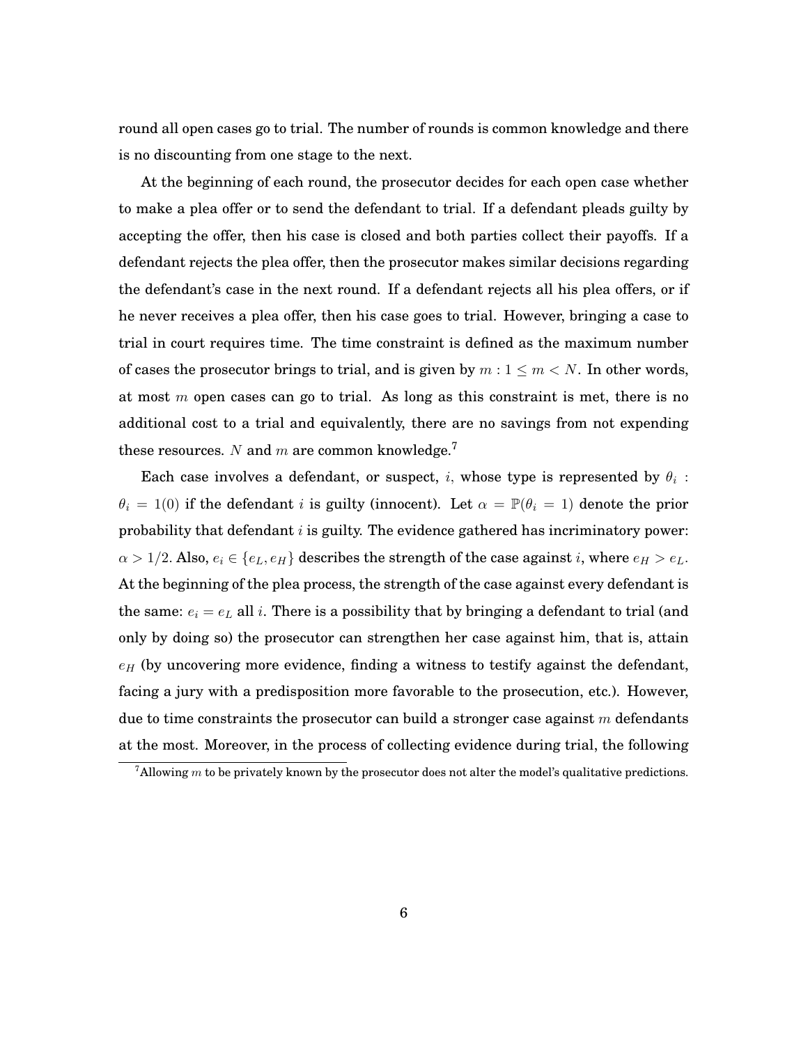round all open cases go to trial. The number of rounds is common knowledge and there is no discounting from one stage to the next.

At the beginning of each round, the prosecutor decides for each open case whether to make a plea offer or to send the defendant to trial. If a defendant pleads guilty by accepting the offer, then his case is closed and both parties collect their payoffs. If a defendant rejects the plea offer, then the prosecutor makes similar decisions regarding the defendant's case in the next round. If a defendant rejects all his plea offers, or if he never receives a plea offer, then his case goes to trial. However, bringing a case to trial in court requires time. The time constraint is defined as the maximum number of cases the prosecutor brings to trial, and is given by $m : 1 \leq m < N$. In other words, at most $m$ open cases can go to trial. As long as this constraint is met, there is no additional cost to a trial and equivalently, there are no savings from not expending these resources. $N$ and $m$ are common knowledge.[7]

Each case involves a defendant, or suspect, $i$, whose type is represented by $\theta_i$ : $\theta_i = 1(0)$ if the defendant $i$ is guilty (innocent). Let $\alpha = \mathbb{P}(\theta_i = 1)$ denote the prior probability that defendant $i$ is guilty. The evidence gathered has incriminatory power: $\alpha > 1/2$. Also, $e_i \in \{e_L, e_H\}$ describes the strength of the case against $i$, where $e_H > e_L$. At the beginning of the plea process, the strength of the case against every defendant is the same: $e_i = e_L$ all $i$. There is a possibility that by bringing a defendant to trial (and only by doing so) the prosecutor can strengthen her case against him, that is, attain $e_H$ (by uncovering more evidence, finding a witness to testify against the defendant, facing a jury with a predisposition more favorable to the prosecution, etc.). However, due to time constraints the prosecutor can build a stronger case against $m$ defendants at the most. Moreover, in the process of collecting evidence during trial, the following

[7] Allowing $m$ to be privately known by the prosecutor does not alter the model's qualitative predictions.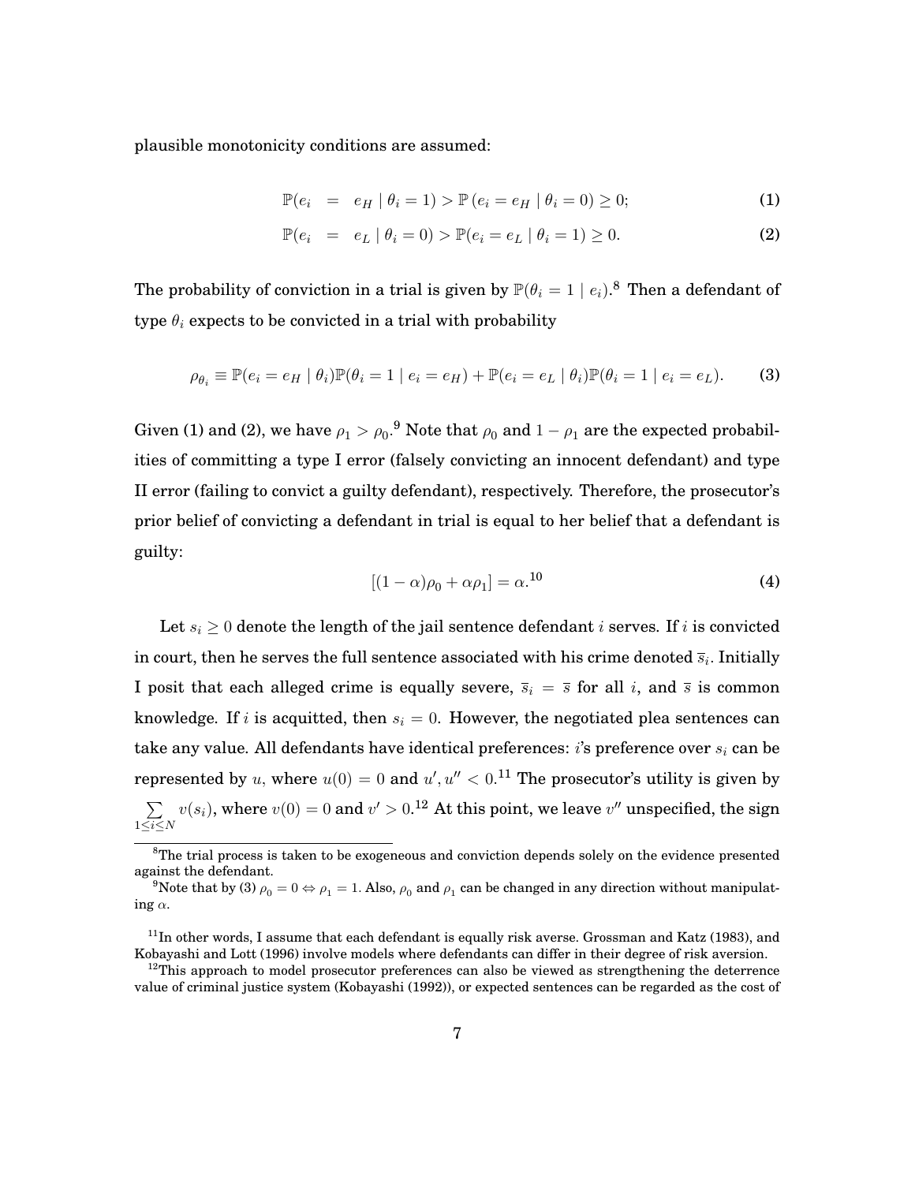plausible monotonicity conditions are assumed:

$$\mathbb{P}(e_i = e_H \mid \theta_i = 1) > \mathbb{P}(e_i = e_H \mid \theta_i = 0) \geq 0; \tag{1}$$

$$\mathbb{P}(e_i = e_L \mid \theta_i = 0) > \mathbb{P}(e_i = e_L \mid \theta_i = 1) \geq 0. \tag{2}$$

The probability of conviction in a trial is given by $\mathbb{P}(\theta_i = 1 \mid e_i)$.[8] Then a defendant of type $\theta_i$ expects to be convicted in a trial with probability

$$\rho_{\theta_i} \equiv \mathbb{P}(e_i = e_H \mid \theta_i)\mathbb{P}(\theta_i = 1 \mid e_i = e_H) + \mathbb{P}(e_i = e_L \mid \theta_i)\mathbb{P}(\theta_i = 1 \mid e_i = e_L). \tag{3}$$

Given (1) and (2), we have $\rho_1 > \rho_0$.[9] Note that $\rho_0$ and $1 - \rho_1$ are the expected probabilities of committing a type I error (falsely convicting an innocent defendant) and type II error (failing to convict a guilty defendant), respectively. Therefore, the prosecutor's prior belief of convicting a defendant in trial is equal to her belief that a defendant is guilty:

$$[(1-\alpha)\rho_0 + \alpha\rho_1] = \alpha.^{10} \tag{4}$$

Let $s_i \geq 0$ denote the length of the jail sentence defendant $i$ serves. If $i$ is convicted in court, then he serves the full sentence associated with his crime denoted $\overline{s}_i$. Initially I posit that each alleged crime is equally severe, $\overline{s}_i = \overline{s}$ for all $i$, and $\overline{s}$ is common knowledge. If $i$ is acquitted, then $s_i = 0$. However, the negotiated plea sentences can take any value. All defendants have identical preferences: $i$'s preference over $s_i$ can be represented by $u$, where $u(0) = 0$ and $u', u'' < 0$.[11] The prosecutor's utility is given by $\sum_{1 \leq i \leq N} v(s_i)$, where $v(0) = 0$ and $v' > 0$.[12] At this point, we leave $v''$ unspecified, the sign

---

[8] The trial process is taken to be exogeneous and conviction depends solely on the evidence presented against the defendant.

[9] Note that by (3) $\rho_0 = 0 \Leftrightarrow \rho_1 = 1$. Also, $\rho_0$ and $\rho_1$ can be changed in any direction without manipulating $\alpha$.

[11] In other words, I assume that each defendant is equally risk averse. Grossman and Katz (1983), and Kobayashi and Lott (1996) involve models where defendants can differ in their degree of risk aversion.

[12] This approach to model prosecutor preferences can also be viewed as strengthening the deterrence value of criminal justice system (Kobayashi (1992)), or expected sentences can be regarded as the cost of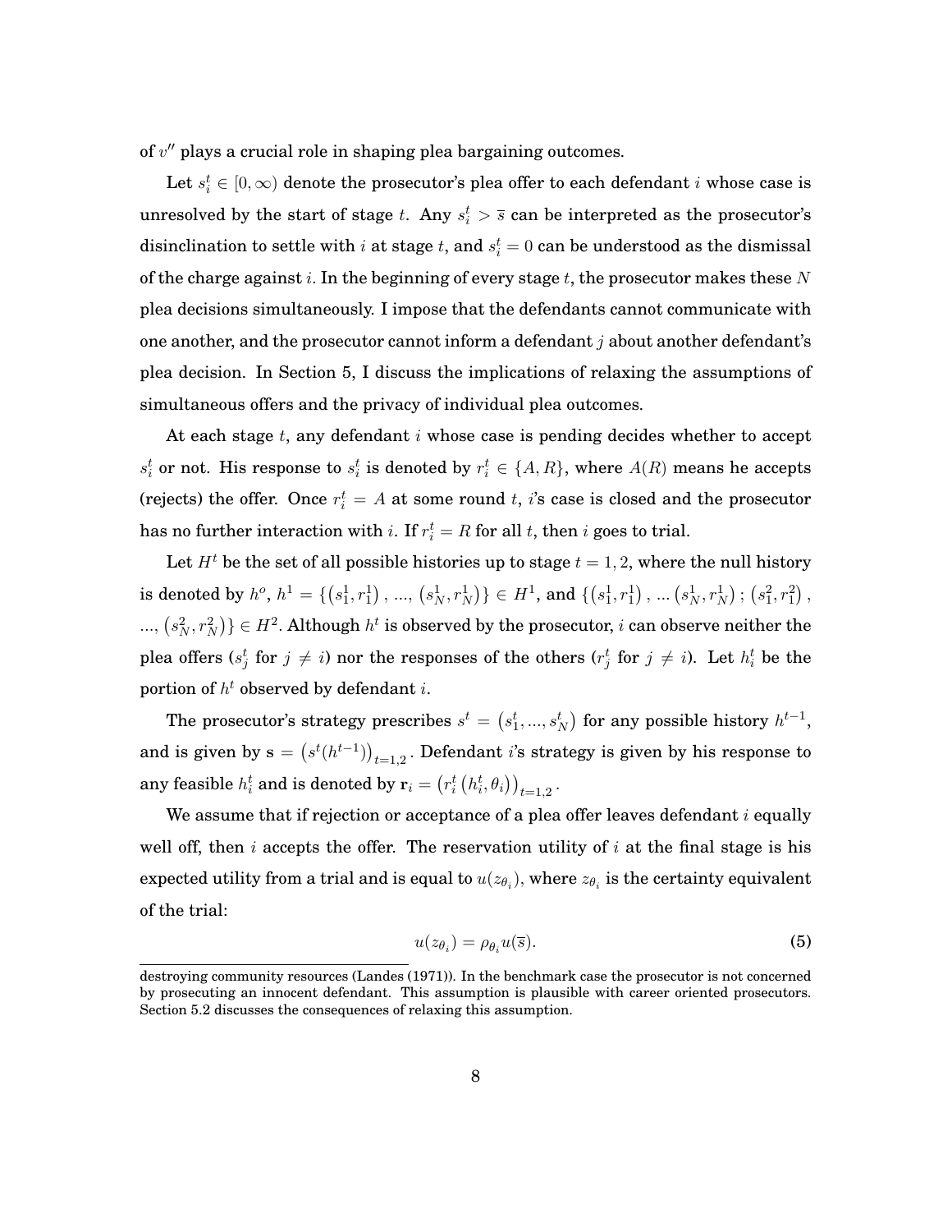of $v''$ plays a crucial role in shaping plea bargaining outcomes.

Let $s_i^t \in [0, \infty)$ denote the prosecutor's plea offer to each defendant $i$ whose case is unresolved by the start of stage $t$. Any $s_i^t > \overline{s}$ can be interpreted as the prosecutor's disinclination to settle with $i$ at stage $t$, and $s_i^t = 0$ can be understood as the dismissal of the charge against $i$. In the beginning of every stage $t$, the prosecutor makes these $N$ plea decisions simultaneously. I impose that the defendants cannot communicate with one another, and the prosecutor cannot inform a defendant $j$ about another defendant's plea decision. In Section 5, I discuss the implications of relaxing the assumptions of simultaneous offers and the privacy of individual plea outcomes.

At each stage $t$, any defendant $i$ whose case is pending decides whether to accept $s_i^t$ or not. His response to $s_i^t$ is denoted by $r_i^t \in \{A, R\}$, where $A(R)$ means he accepts (rejects) the offer. Once $r_i^t = A$ at some round $t$, $i$'s case is closed and the prosecutor has no further interaction with $i$. If $r_i^t = R$ for all $t$, then $i$ goes to trial.

Let $H^t$ be the set of all possible histories up to stage $t = 1, 2$, where the null history is denoted by $h^o$, $h^1 = \{(s_1^1, r_1^1), ..., (s_N^1, r_N^1)\} \in H^1$, and $\{(s_1^1, r_1^1), ... (s_N^1, r_N^1); (s_1^2, r_1^2), ..., (s_N^2, r_N^2)\} \in H^2$. Although $h^t$ is observed by the prosecutor, $i$ can observe neither the plea offers ($s_j^t$ for $j \neq i$) nor the responses of the others ($r_j^t$ for $j \neq i$). Let $h_i^t$ be the portion of $h^t$ observed by defendant $i$.

The prosecutor's strategy prescribes $s^t = (s_1^t, ..., s_N^t)$ for any possible history $h^{t-1}$, and is given by $\mathbf{s} = (s^t(h^{t-1}))_{t=1,2}$. Defendant $i$'s strategy is given by his response to any feasible $h_i^t$ and is denoted by $\mathbf{r}_i = (r_i^t(h_i^t, \theta_i))_{t=1,2}$.

We assume that if rejection or acceptance of a plea offer leaves defendant $i$ equally well off, then $i$ accepts the offer. The reservation utility of $i$ at the final stage is his expected utility from a trial and is equal to $u(z_{\theta_i})$, where $z_{\theta_i}$ is the certainty equivalent of the trial:

$$u(z_{\theta_i}) = \rho_{\theta_i} u(\overline{s}). \tag{5}$$

destroying community resources (Landes (1971)). In the benchmark case the prosecutor is not concerned by prosecuting an innocent defendant. This assumption is plausible with career oriented prosecutors. Section 5.2 discusses the consequences of relaxing this assumption.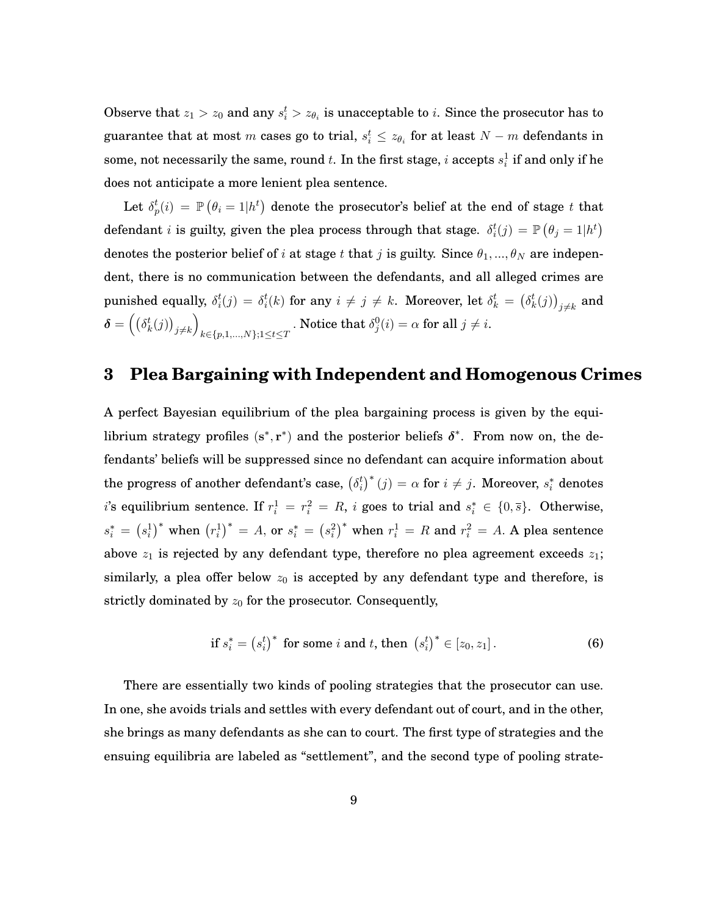Observe that $z_1 > z_0$ and any $s_i^t > z_{\theta_i}$ is unacceptable to $i$. Since the prosecutor has to guarantee that at most $m$ cases go to trial, $s_i^t \leq z_{\theta_i}$ for at least $N - m$ defendants in some, not necessarily the same, round $t$. In the first stage, $i$ accepts $s_i^1$ if and only if he does not anticipate a more lenient plea sentence.

Let $\delta_p^t(i) = \mathbb{P}\left(\theta_i = 1 | h^t\right)$ denote the prosecutor's belief at the end of stage $t$ that defendant $i$ is guilty, given the plea process through that stage. $\delta_i^t(j) = \mathbb{P}\left(\theta_j = 1 | h^t\right)$ denotes the posterior belief of $i$ at stage $t$ that $j$ is guilty. Since $\theta_1, ..., \theta_N$ are independent, there is no communication between the defendants, and all alleged crimes are punished equally, $\delta_i^t(j) = \delta_i^t(k)$ for any $i \neq j \neq k$. Moreover, let $\delta_k^t = \left(\delta_k^t(j)\right)_{j \neq k}$ and $\boldsymbol{\delta} = \left(\left(\delta_k^t(j)\right)_{j \neq k}\right)_{k \in \{p, 1, ..., N\}; 1 \leq t \leq T}$. Notice that $\delta_j^0(i) = \alpha$ for all $j \neq i$.

## 3 Plea Bargaining with Independent and Homogenous Crimes

A perfect Bayesian equilibrium of the plea bargaining process is given by the equilibrium strategy profiles $(\mathbf{s}^*, \mathbf{r}^*)$ and the posterior beliefs $\boldsymbol{\delta}^*$. From now on, the defendants' beliefs will be suppressed since no defendant can acquire information about the progress of another defendant's case, $\left(\delta_i^t\right)^*(j) = \alpha$ for $i \neq j$. Moreover, $s_i^*$ denotes $i$'s equilibrium sentence. If $r_i^1 = r_i^2 = R$, $i$ goes to trial and $s_i^* \in \{0, \overline{s}\}$. Otherwise, $s_i^* = \left(s_i^1\right)^*$ when $\left(r_i^1\right)^* = A$, or $s_i^* = \left(s_i^2\right)^*$ when $r_i^1 = R$ and $r_i^2 = A$. A plea sentence above $z_1$ is rejected by any defendant type, therefore no plea agreement exceeds $z_1$; similarly, a plea offer below $z_0$ is accepted by any defendant type and therefore, is strictly dominated by $z_0$ for the prosecutor. Consequently,

$$\text{if } s_i^* = \left(s_i^t\right)^* \text{ for some } i \text{ and } t, \text{ then } \left(s_i^t\right)^* \in [z_0, z_1]. \tag{6}$$

There are essentially two kinds of pooling strategies that the prosecutor can use. In one, she avoids trials and settles with every defendant out of court, and in the other, she brings as many defendants as she can to court. The first type of strategies and the ensuing equilibria are labeled as "settlement", and the second type of pooling strate-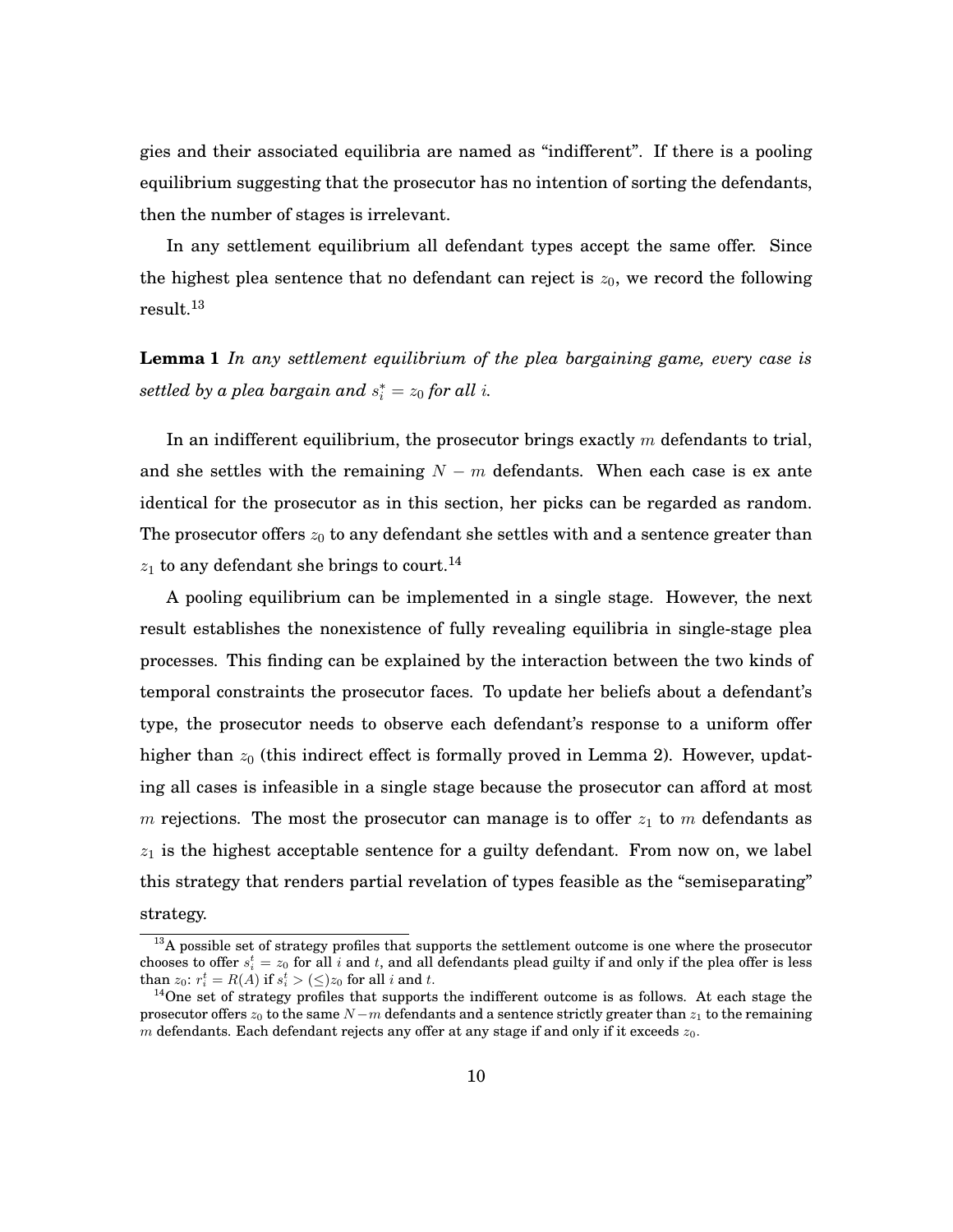gies and their associated equilibria are named as "indifferent". If there is a pooling equilibrium suggesting that the prosecutor has no intention of sorting the defendants, then the number of stages is irrelevant.

In any settlement equilibrium all defendant types accept the same offer. Since the highest plea sentence that no defendant can reject is $z_0$, we record the following result.[13]

**Lemma 1** *In any settlement equilibrium of the plea bargaining game, every case is settled by a plea bargain and* $s_i^* = z_0$ *for all* $i$.

In an indifferent equilibrium, the prosecutor brings exactly $m$ defendants to trial, and she settles with the remaining $N - m$ defendants. When each case is ex ante identical for the prosecutor as in this section, her picks can be regarded as random. The prosecutor offers $z_0$ to any defendant she settles with and a sentence greater than $z_1$ to any defendant she brings to court.[14]

A pooling equilibrium can be implemented in a single stage. However, the next result establishes the nonexistence of fully revealing equilibria in single-stage plea processes. This finding can be explained by the interaction between the two kinds of temporal constraints the prosecutor faces. To update her beliefs about a defendant's type, the prosecutor needs to observe each defendant's response to a uniform offer higher than $z_0$ (this indirect effect is formally proved in Lemma 2). However, updating all cases is infeasible in a single stage because the prosecutor can afford at most $m$ rejections. The most the prosecutor can manage is to offer $z_1$ to $m$ defendants as $z_1$ is the highest acceptable sentence for a guilty defendant. From now on, we label this strategy that renders partial revelation of types feasible as the "semiseparating" strategy.

[13] A possible set of strategy profiles that supports the settlement outcome is one where the prosecutor chooses to offer $s_i^t = z_0$ for all $i$ and $t$, and all defendants plead guilty if and only if the plea offer is less than $z_0$: $r_i^t = R(A)$ if $s_i^t > (\leq) z_0$ for all $i$ and $t$.

[14] One set of strategy profiles that supports the indifferent outcome is as follows. At each stage the prosecutor offers $z_0$ to the same $N - m$ defendants and a sentence strictly greater than $z_1$ to the remaining $m$ defendants. Each defendant rejects any offer at any stage if and only if it exceeds $z_0$.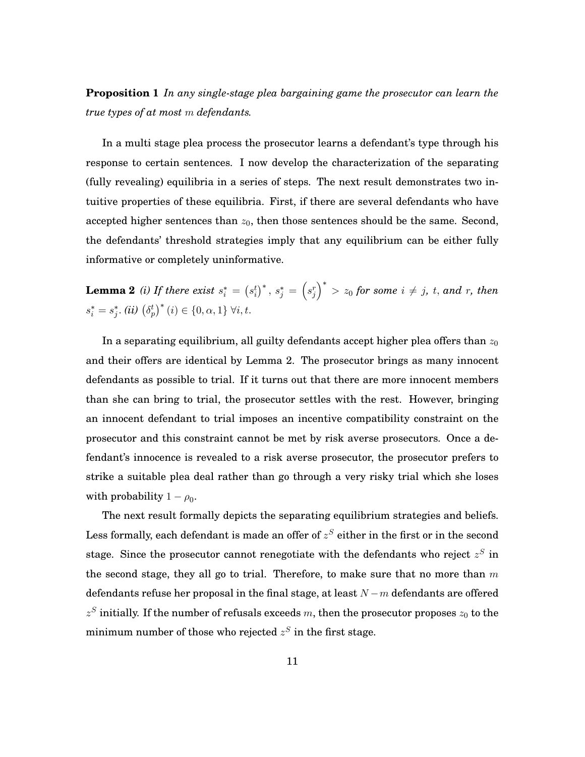**Proposition 1** *In any single-stage plea bargaining game the prosecutor can learn the true types of at most $m$ defendants.*

In a multi stage plea process the prosecutor learns a defendant's type through his response to certain sentences. I now develop the characterization of the separating (fully revealing) equilibria in a series of steps. The next result demonstrates two intuitive properties of these equilibria. First, if there are several defendants who have accepted higher sentences than $z_0$, then those sentences should be the same. Second, the defendants' threshold strategies imply that any equilibrium can be either fully informative or completely uninformative.

**Lemma 2** *(i) If there exist $s_i^* = \left(s_i^t\right)^*$, $s_j^* = \left(s_j^r\right)^* > z_0$ for some $i \neq j$, $t$, and $r$, then $s_i^* = s_j^*$. (ii) $\left(\delta_p^t\right)^*(i) \in \{0, \alpha, 1\}$ $\forall i, t$.*

In a separating equilibrium, all guilty defendants accept higher plea offers than $z_0$ and their offers are identical by Lemma 2. The prosecutor brings as many innocent defendants as possible to trial. If it turns out that there are more innocent members than she can bring to trial, the prosecutor settles with the rest. However, bringing an innocent defendant to trial imposes an incentive compatibility constraint on the prosecutor and this constraint cannot be met by risk averse prosecutors. Once a defendant's innocence is revealed to a risk averse prosecutor, the prosecutor prefers to strike a suitable plea deal rather than go through a very risky trial which she loses with probability $1 - \rho_0$.

The next result formally depicts the separating equilibrium strategies and beliefs. Less formally, each defendant is made an offer of $z^S$ either in the first or in the second stage. Since the prosecutor cannot renegotiate with the defendants who reject $z^S$ in the second stage, they all go to trial. Therefore, to make sure that no more than $m$ defendants refuse her proposal in the final stage, at least $N - m$ defendants are offered $z^S$ initially. If the number of refusals exceeds $m$, then the prosecutor proposes $z_0$ to the minimum number of those who rejected $z^S$ in the first stage.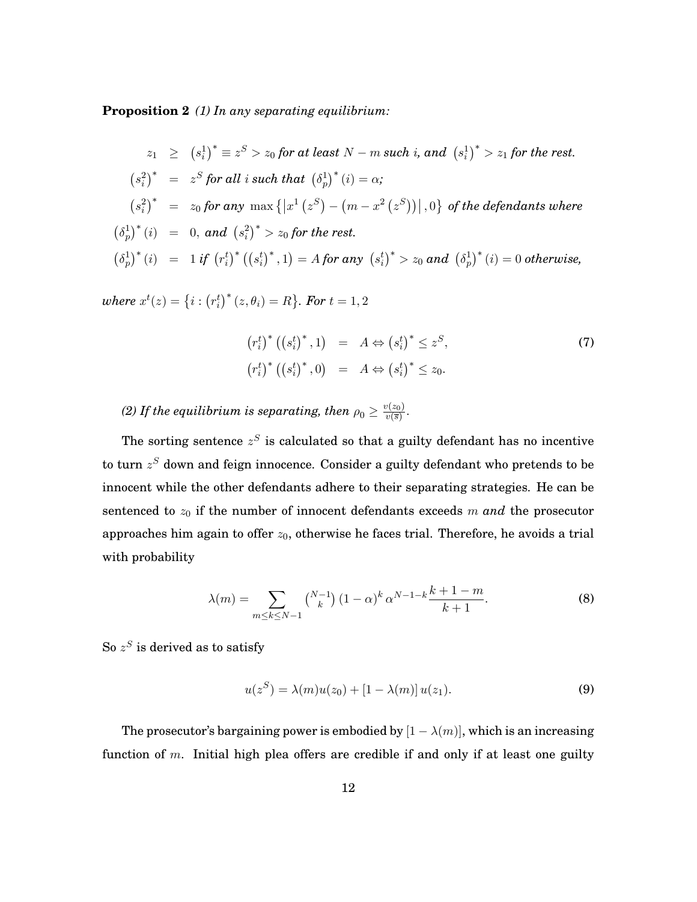**Proposition 2** *(1) In any separating equilibrium:*

$$
\begin{aligned}
z_1 &\geq \left(s_i^1\right)^* \equiv z^S > z_0 \text{ for at least } N-m \text{ such } i, \text{ and } \left(s_i^1\right)^* > z_1 \text{ for the rest.} \\
\left(s_i^2\right)^* &= z^S \text{ for all } i \text{ such that } \left(\delta_p^1\right)^*(i) = \alpha; \\
\left(s_i^2\right)^* &= z_0 \text{ for any } \max\left\{\left|x^1\left(z^S\right) - \left(m - x^2\left(z^S\right)\right)\right|, 0\right\} \text{ of the defendants where} \\
\left(\delta_p^1\right)^*(i) &= 0, \text{ and } \left(s_i^2\right)^* > z_0 \text{ for the rest.} \\
\left(\delta_p^1\right)^*(i) &= 1 \text{ if } \left(r_i^t\right)^*\left(\left(s_i^t\right)^*, 1\right) = A \text{ for any } \left(s_i^t\right)^* > z_0 \text{ and } \left(\delta_p^1\right)^*(i) = 0 \text{ otherwise,}
\end{aligned}
$$

*where* $x^t(z) = \left\{i : \left(r_i^t\right)^*(z, \theta_i) = R\right\}$. *For* $t = 1, 2$

$$
\begin{aligned}
\left(r_i^t\right)^*\left(\left(s_i^t\right)^*, 1\right) &= A \Leftrightarrow \left(s_i^t\right)^* \leq z^S, \\
\left(r_i^t\right)^*\left(\left(s_i^t\right)^*, 0\right) &= A \Leftrightarrow \left(s_i^t\right)^* \leq z_0.
\end{aligned}
\tag{7}
$$

*(2) If the equilibrium is separating, then* $\rho_0 \geq \frac{v(z_0)}{v(\overline{s})}$.

The sorting sentence $z^S$ is calculated so that a guilty defendant has no incentive to turn $z^S$ down and feign innocence. Consider a guilty defendant who pretends to be innocent while the other defendants adhere to their separating strategies. He can be sentenced to $z_0$ if the number of innocent defendants exceeds $m$ *and* the prosecutor approaches him again to offer $z_0$, otherwise he faces trial. Therefore, he avoids a trial with probability

$$
\lambda(m) = \sum_{m \leq k \leq N-1} \binom{N-1}{k} (1-\alpha)^k \alpha^{N-1-k} \frac{k+1-m}{k+1}. \tag{8}
$$

So $z^S$ is derived as to satisfy

$$
u(z^S) = \lambda(m) u(z_0) + [1 - \lambda(m)] u(z_1). \tag{9}
$$

The prosecutor's bargaining power is embodied by $[1 - \lambda(m)]$, which is an increasing function of $m$. Initial high plea offers are credible if and only if at least one guilty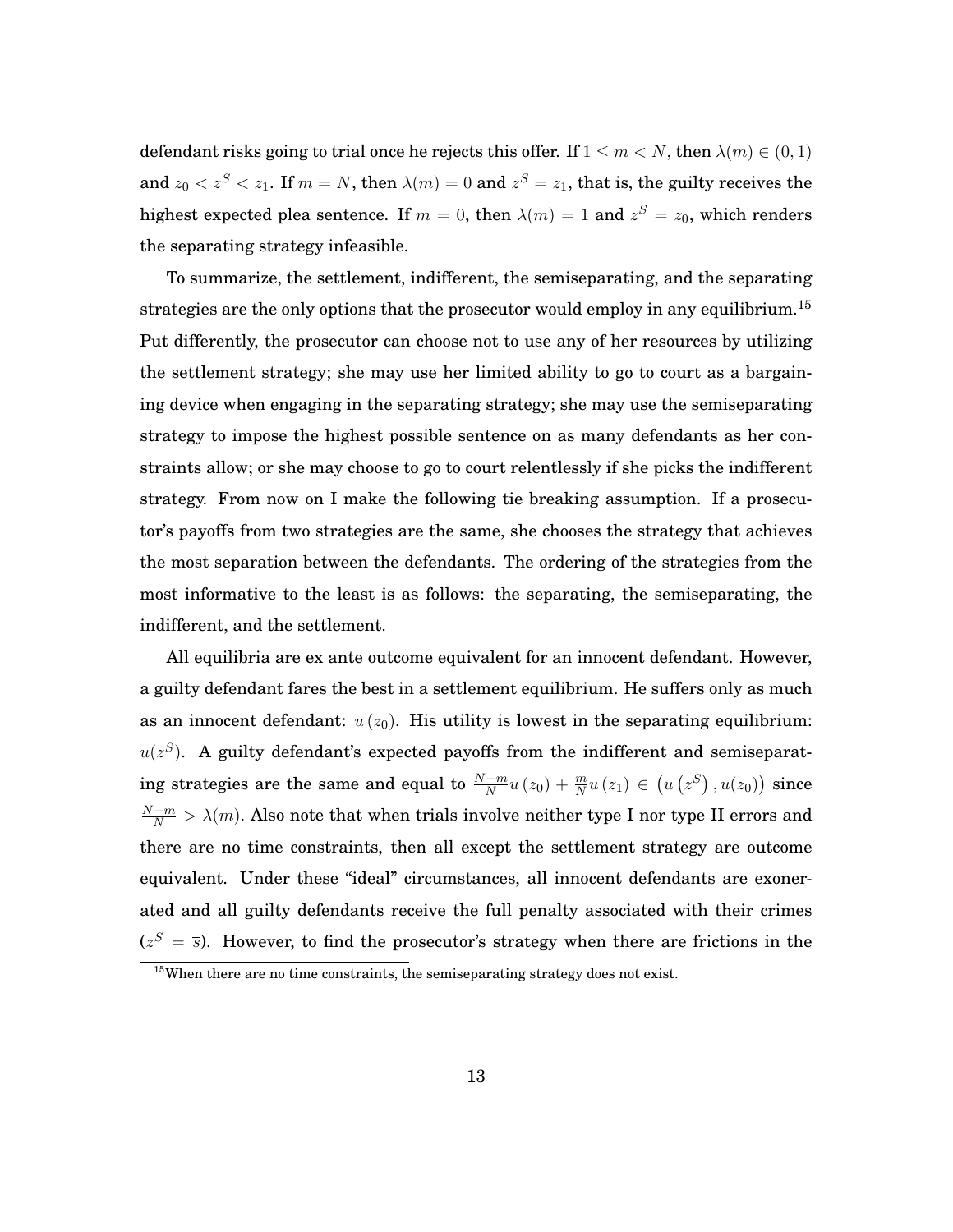defendant risks going to trial once he rejects this offer. If $1 \leq m < N$, then $\lambda(m) \in (0, 1)$ and $z_0 < z^S < z_1$. If $m = N$, then $\lambda(m) = 0$ and $z^S = z_1$, that is, the guilty receives the highest expected plea sentence. If $m = 0$, then $\lambda(m) = 1$ and $z^S = z_0$, which renders the separating strategy infeasible.

To summarize, the settlement, indifferent, the semiseparating, and the separating strategies are the only options that the prosecutor would employ in any equilibrium.[15] Put differently, the prosecutor can choose not to use any of her resources by utilizing the settlement strategy; she may use her limited ability to go to court as a bargaining device when engaging in the separating strategy; she may use the semiseparating strategy to impose the highest possible sentence on as many defendants as her constraints allow; or she may choose to go to court relentlessly if she picks the indifferent strategy. From now on I make the following tie breaking assumption. If a prosecutor's payoffs from two strategies are the same, she chooses the strategy that achieves the most separation between the defendants. The ordering of the strategies from the most informative to the least is as follows: the separating, the semiseparating, the indifferent, and the settlement.

All equilibria are ex ante outcome equivalent for an innocent defendant. However, a guilty defendant fares the best in a settlement equilibrium. He suffers only as much as an innocent defendant: $u(z_0)$. His utility is lowest in the separating equilibrium: $u(z^S)$. A guilty defendant's expected payoffs from the indifferent and semiseparating strategies are the same and equal to $\frac{N-m}{N}u(z_0) + \frac{m}{N}u(z_1) \in \left(u\left(z^S\right), u(z_0)\right)$ since $\frac{N-m}{N} > \lambda(m)$. Also note that when trials involve neither type I nor type II errors and there are no time constraints, then all except the settlement strategy are outcome equivalent. Under these "ideal" circumstances, all innocent defendants are exonerated and all guilty defendants receive the full penalty associated with their crimes ($z^S = \overline{s}$). However, to find the prosecutor's strategy when there are frictions in the

[15] When there are no time constraints, the semiseparating strategy does not exist.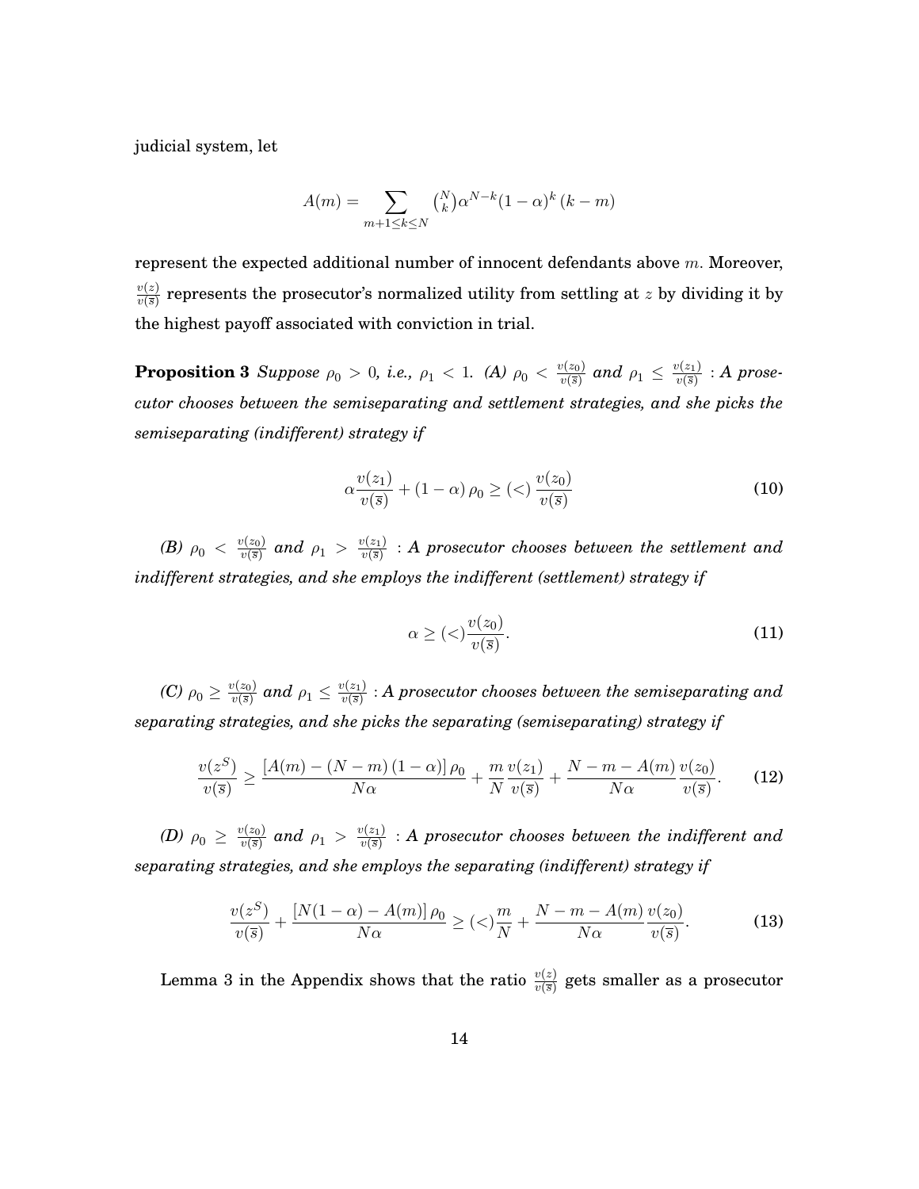judicial system, let

$$A(m) = \sum_{m+1 \leq k \leq N} \binom{N}{k} \alpha^{N-k} (1-\alpha)^k (k-m)$$

represent the expected additional number of innocent defendants above $m$. Moreover, $\frac{v(z)}{v(\overline{s})}$ represents the prosecutor's normalized utility from settling at $z$ by dividing it by the highest payoff associated with conviction in trial.

**Proposition 3** *Suppose $\rho_0 > 0$, i.e., $\rho_1 < 1$. (A) $\rho_0 < \frac{v(z_0)}{v(\overline{s})}$ and $\rho_1 \leq \frac{v(z_1)}{v(\overline{s})}$ : A prosecutor chooses between the semiseparating and settlement strategies, and she picks the semiseparating (indifferent) strategy if*

$$\alpha \frac{v(z_1)}{v(\overline{s})} + (1-\alpha)\rho_0 \geq (<) \frac{v(z_0)}{v(\overline{s})} \tag{10}$$

*(B) $\rho_0 < \frac{v(z_0)}{v(\overline{s})}$ and $\rho_1 > \frac{v(z_1)}{v(\overline{s})}$ : A prosecutor chooses between the settlement and indifferent strategies, and she employs the indifferent (settlement) strategy if*

$$\alpha \geq (<) \frac{v(z_0)}{v(\overline{s})}. \tag{11}$$

*(C) $\rho_0 \geq \frac{v(z_0)}{v(\overline{s})}$ and $\rho_1 \leq \frac{v(z_1)}{v(\overline{s})}$ : A prosecutor chooses between the semiseparating and separating strategies, and she picks the separating (semiseparating) strategy if*

$$\frac{v(z^S)}{v(\overline{s})} \geq \frac{[A(m) - (N-m)(1-\alpha)]\rho_0}{N\alpha} + \frac{m}{N}\frac{v(z_1)}{v(\overline{s})} + \frac{N-m-A(m)}{N\alpha}\frac{v(z_0)}{v(\overline{s})}. \tag{12}$$

*(D) $\rho_0 \geq \frac{v(z_0)}{v(\overline{s})}$ and $\rho_1 > \frac{v(z_1)}{v(\overline{s})}$ : A prosecutor chooses between the indifferent and separating strategies, and she employs the separating (indifferent) strategy if*

$$\frac{v(z^S)}{v(\overline{s})} + \frac{[N(1-\alpha) - A(m)]\rho_0}{N\alpha} \geq (<) \frac{m}{N} + \frac{N-m-A(m)}{N\alpha}\frac{v(z_0)}{v(\overline{s})}. \tag{13}$$

Lemma 3 in the Appendix shows that the ratio $\frac{v(z)}{v(\overline{s})}$ gets smaller as a prosecutor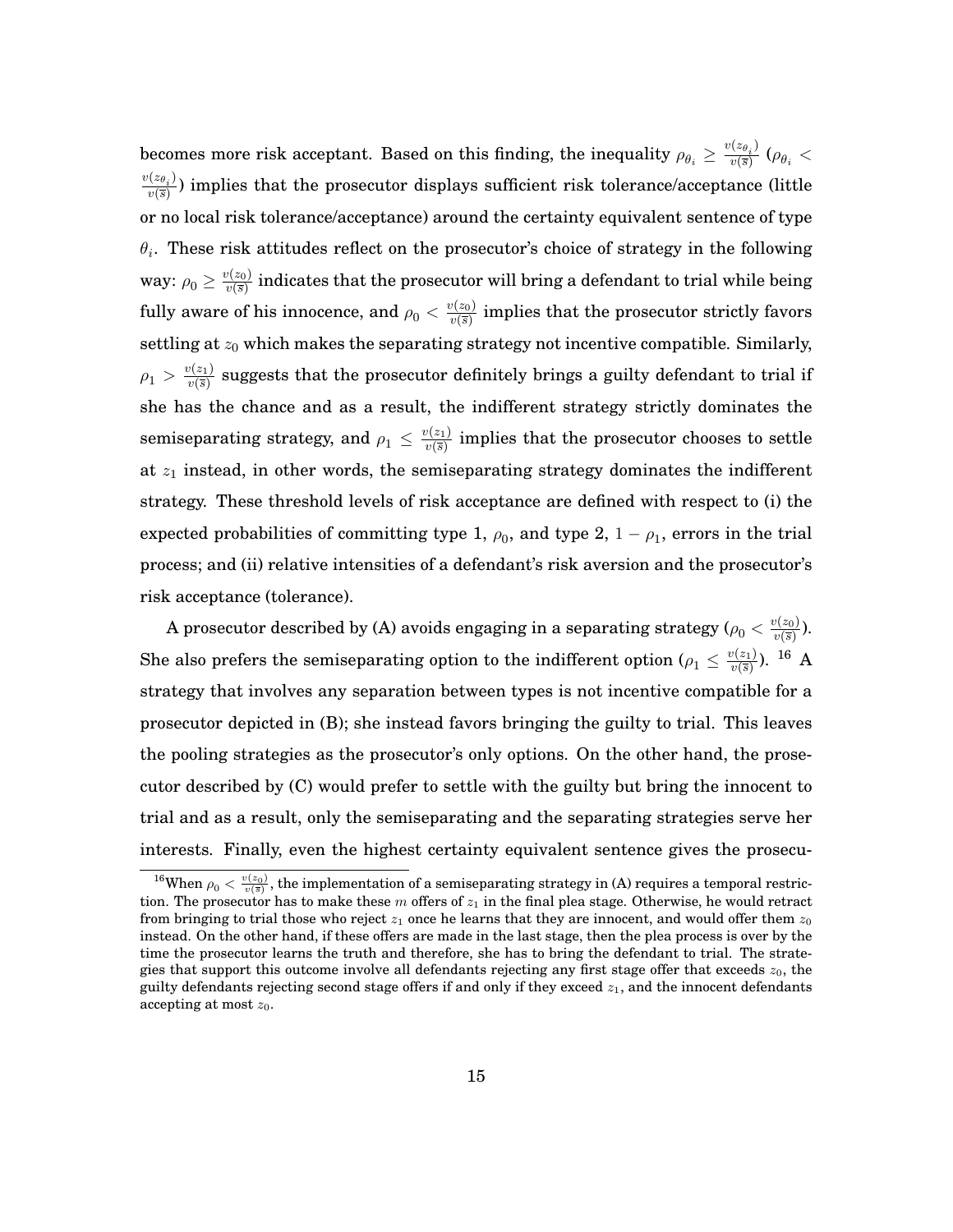becomes more risk acceptant. Based on this finding, the inequality $\rho_{\theta_i} \geq \frac{v(z_{\theta_i})}{v(\bar{s})}$ ($\rho_{\theta_i} < \frac{v(z_{\theta_i})}{v(\bar{s})}$) implies that the prosecutor displays sufficient risk tolerance/acceptance (little or no local risk tolerance/acceptance) around the certainty equivalent sentence of type $\theta_i$. These risk attitudes reflect on the prosecutor's choice of strategy in the following way: $\rho_0 \geq \frac{v(z_0)}{v(\bar{s})}$ indicates that the prosecutor will bring a defendant to trial while being fully aware of his innocence, and $\rho_0 < \frac{v(z_0)}{v(\bar{s})}$ implies that the prosecutor strictly favors settling at $z_0$ which makes the separating strategy not incentive compatible. Similarly, $\rho_1 > \frac{v(z_1)}{v(\bar{s})}$ suggests that the prosecutor definitely brings a guilty defendant to trial if she has the chance and as a result, the indifferent strategy strictly dominates the semiseparating strategy, and $\rho_1 \leq \frac{v(z_1)}{v(\bar{s})}$ implies that the prosecutor chooses to settle at $z_1$ instead, in other words, the semiseparating strategy dominates the indifferent strategy. These threshold levels of risk acceptance are defined with respect to (i) the expected probabilities of committing type 1, $\rho_0$, and type 2, $1 - \rho_1$, errors in the trial process; and (ii) relative intensities of a defendant's risk aversion and the prosecutor's risk acceptance (tolerance).

A prosecutor described by (A) avoids engaging in a separating strategy ($\rho_0 < \frac{v(z_0)}{v(\bar{s})}$). She also prefers the semiseparating option to the indifferent option ($\rho_1 \leq \frac{v(z_1)}{v(\bar{s})}$).[16] A strategy that involves any separation between types is not incentive compatible for a prosecutor depicted in (B); she instead favors bringing the guilty to trial. This leaves the pooling strategies as the prosecutor's only options. On the other hand, the prosecutor described by (C) would prefer to settle with the guilty but bring the innocent to trial and as a result, only the semiseparating and the separating strategies serve her interests. Finally, even the highest certainty equivalent sentence gives the prosecu-

[16]When $\rho_0 < \frac{v(z_0)}{v(\bar{s})}$, the implementation of a semiseparating strategy in (A) requires a temporal restriction. The prosecutor has to make these $m$ offers of $z_1$ in the final plea stage. Otherwise, he would retract from bringing to trial those who reject $z_1$ once he learns that they are innocent, and would offer them $z_0$ instead. On the other hand, if these offers are made in the last stage, then the plea process is over by the time the prosecutor learns the truth and therefore, she has to bring the defendant to trial. The strategies that support this outcome involve all defendants rejecting any first stage offer that exceeds $z_0$, the guilty defendants rejecting second stage offers if and only if they exceed $z_1$, and the innocent defendants accepting at most $z_0$.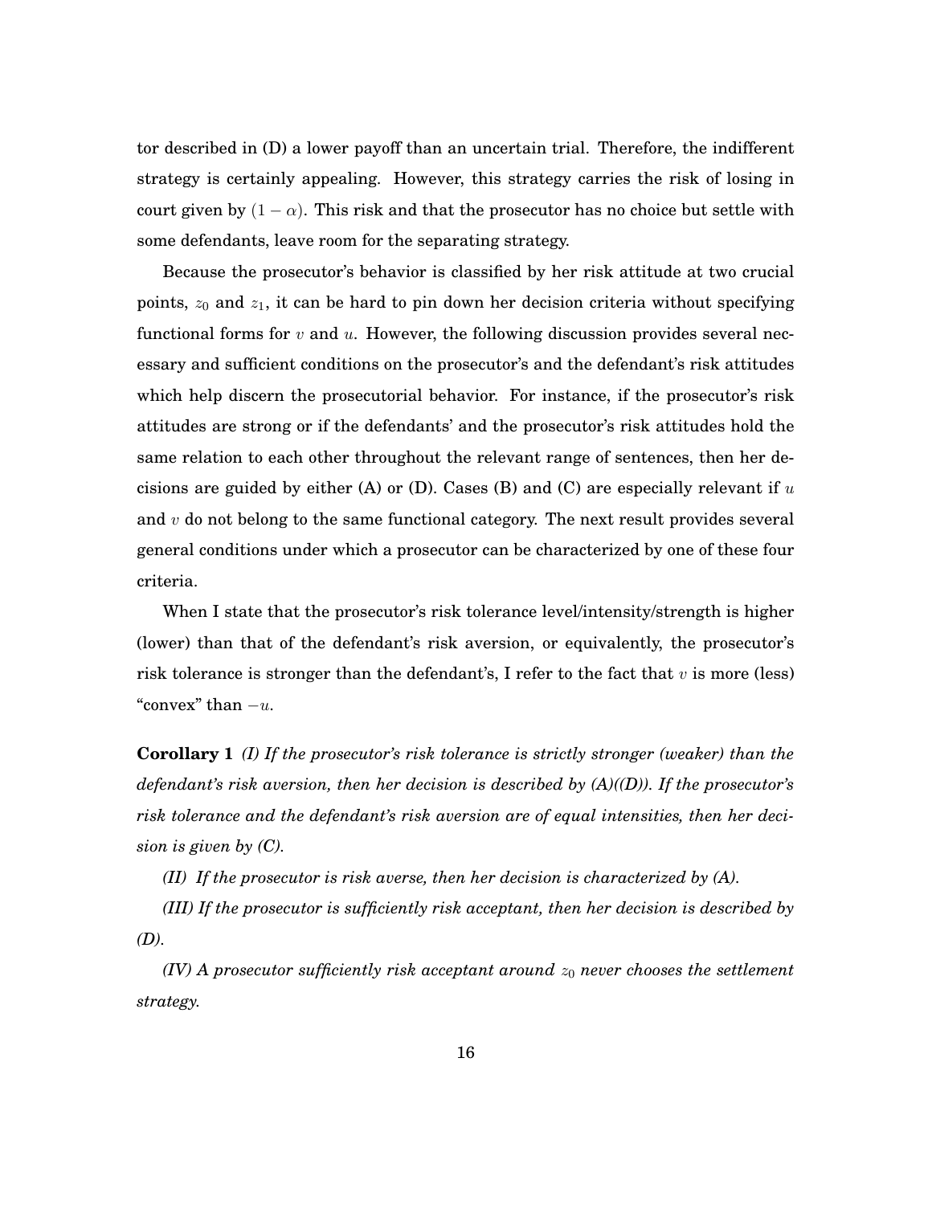tor described in (D) a lower payoff than an uncertain trial. Therefore, the indifferent strategy is certainly appealing. However, this strategy carries the risk of losing in court given by $(1 - \alpha)$. This risk and that the prosecutor has no choice but settle with some defendants, leave room for the separating strategy.

Because the prosecutor's behavior is classified by her risk attitude at two crucial points, $z_0$ and $z_1$, it can be hard to pin down her decision criteria without specifying functional forms for $v$ and $u$. However, the following discussion provides several necessary and sufficient conditions on the prosecutor's and the defendant's risk attitudes which help discern the prosecutorial behavior. For instance, if the prosecutor's risk attitudes are strong or if the defendants' and the prosecutor's risk attitudes hold the same relation to each other throughout the relevant range of sentences, then her decisions are guided by either (A) or (D). Cases (B) and (C) are especially relevant if $u$ and $v$ do not belong to the same functional category. The next result provides several general conditions under which a prosecutor can be characterized by one of these four criteria.

When I state that the prosecutor's risk tolerance level/intensity/strength is higher (lower) than that of the defendant's risk aversion, or equivalently, the prosecutor's risk tolerance is stronger than the defendant's, I refer to the fact that $v$ is more (less) "convex" than $-u$.

**Corollary 1** *(I) If the prosecutor's risk tolerance is strictly stronger (weaker) than the defendant's risk aversion, then her decision is described by (A)((D)). If the prosecutor's risk tolerance and the defendant's risk aversion are of equal intensities, then her decision is given by (C).*

*(II) If the prosecutor is risk averse, then her decision is characterized by (A).*

*(III) If the prosecutor is sufficiently risk acceptant, then her decision is described by (D).*

*(IV) A prosecutor sufficiently risk acceptant around $z_0$ never chooses the settlement strategy.*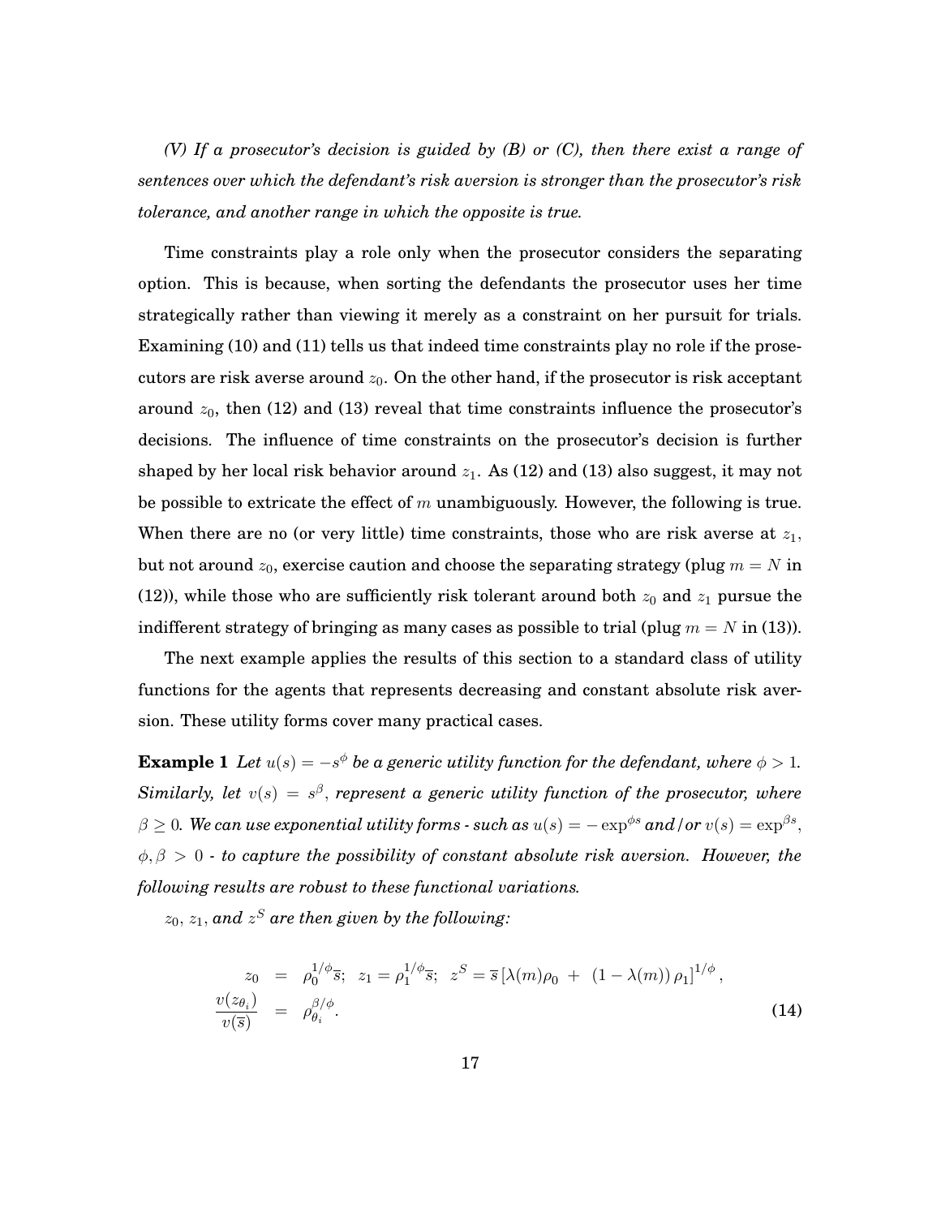*(V) If a prosecutor's decision is guided by (B) or (C), then there exist a range of sentences over which the defendant's risk aversion is stronger than the prosecutor's risk tolerance, and another range in which the opposite is true.*

Time constraints play a role only when the prosecutor considers the separating option. This is because, when sorting the defendants the prosecutor uses her time strategically rather than viewing it merely as a constraint on her pursuit for trials. Examining (10) and (11) tells us that indeed time constraints play no role if the prosecutors are risk averse around $z_0$. On the other hand, if the prosecutor is risk acceptant around $z_0$, then (12) and (13) reveal that time constraints influence the prosecutor's decisions. The influence of time constraints on the prosecutor's decision is further shaped by her local risk behavior around $z_1$. As (12) and (13) also suggest, it may not be possible to extricate the effect of $m$ unambiguously. However, the following is true. When there are no (or very little) time constraints, those who are risk averse at $z_1$, but not around $z_0$, exercise caution and choose the separating strategy (plug $m = N$ in (12)), while those who are sufficiently risk tolerant around both $z_0$ and $z_1$ pursue the indifferent strategy of bringing as many cases as possible to trial (plug $m = N$ in (13)).

The next example applies the results of this section to a standard class of utility functions for the agents that represents decreasing and constant absolute risk aversion. These utility forms cover many practical cases.

**Example 1** *Let $u(s) = -s^{\phi}$ be a generic utility function for the defendant, where $\phi > 1$. Similarly, let $v(s) = s^{\beta}$, represent a generic utility function of the prosecutor, where $\beta \geq 0$. We can use exponential utility forms - such as $u(s) = -\exp^{\phi s}$ and/or $v(s) = \exp^{\beta s}$, $\phi, \beta > 0$ - to capture the possibility of constant absolute risk aversion. However, the following results are robust to these functional variations.*

*$z_0$, $z_1$, and $z^S$ are then given by the following:*

$$
\begin{aligned}
z_0 &= \rho_0^{1/\phi}\overline{s}; \quad z_1 = \rho_1^{1/\phi}\overline{s}; \quad z^S = \overline{s}\left[\lambda(m)\rho_0 \; + \; (1-\lambda(m))\,\rho_1\right]^{1/\phi}, \\
\frac{v(z_{\theta_i})}{v(\overline{s})} &= \rho_{\theta_i}^{\beta/\phi}.
\end{aligned} \tag{14}
$$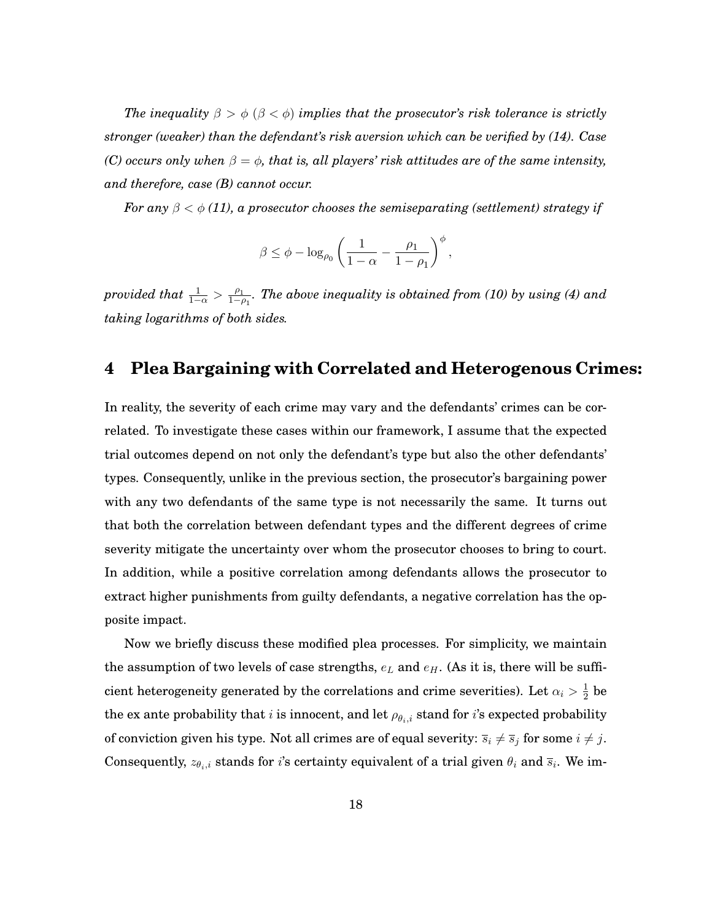*The inequality $\beta > \phi$ ($\beta < \phi$) implies that the prosecutor's risk tolerance is strictly stronger (weaker) than the defendant's risk aversion which can be verified by (14). Case (C) occurs only when $\beta = \phi$, that is, all players' risk attitudes are of the same intensity, and therefore, case (B) cannot occur.*

*For any $\beta < \phi$ (11), a prosecutor chooses the semiseparating (settlement) strategy if*

$$\beta \leq \phi - \log_{\rho_0}\left(\frac{1}{1-\alpha} - \frac{\rho_1}{1-\rho_1}\right)^{\phi},$$

*provided that $\frac{1}{1-\alpha} > \frac{\rho_1}{1-\rho_1}$. The above inequality is obtained from (10) by using (4) and taking logarithms of both sides.*

## 4 Plea Bargaining with Correlated and Heterogenous Crimes:

In reality, the severity of each crime may vary and the defendants' crimes can be correlated. To investigate these cases within our framework, I assume that the expected trial outcomes depend on not only the defendant's type but also the other defendants' types. Consequently, unlike in the previous section, the prosecutor's bargaining power with any two defendants of the same type is not necessarily the same. It turns out that both the correlation between defendant types and the different degrees of crime severity mitigate the uncertainty over whom the prosecutor chooses to bring to court. In addition, while a positive correlation among defendants allows the prosecutor to extract higher punishments from guilty defendants, a negative correlation has the opposite impact.

Now we briefly discuss these modified plea processes. For simplicity, we maintain the assumption of two levels of case strengths, $e_L$ and $e_H$. (As it is, there will be sufficient heterogeneity generated by the correlations and crime severities). Let $\alpha_i > \frac{1}{2}$ be the ex ante probability that $i$ is innocent, and let $\rho_{\theta_i,i}$ stand for $i$'s expected probability of conviction given his type. Not all crimes are of equal severity: $\overline{s}_i \neq \overline{s}_j$ for some $i \neq j$. Consequently, $z_{\theta_i,i}$ stands for $i$'s certainty equivalent of a trial given $\theta_i$ and $\overline{s}_i$. We im-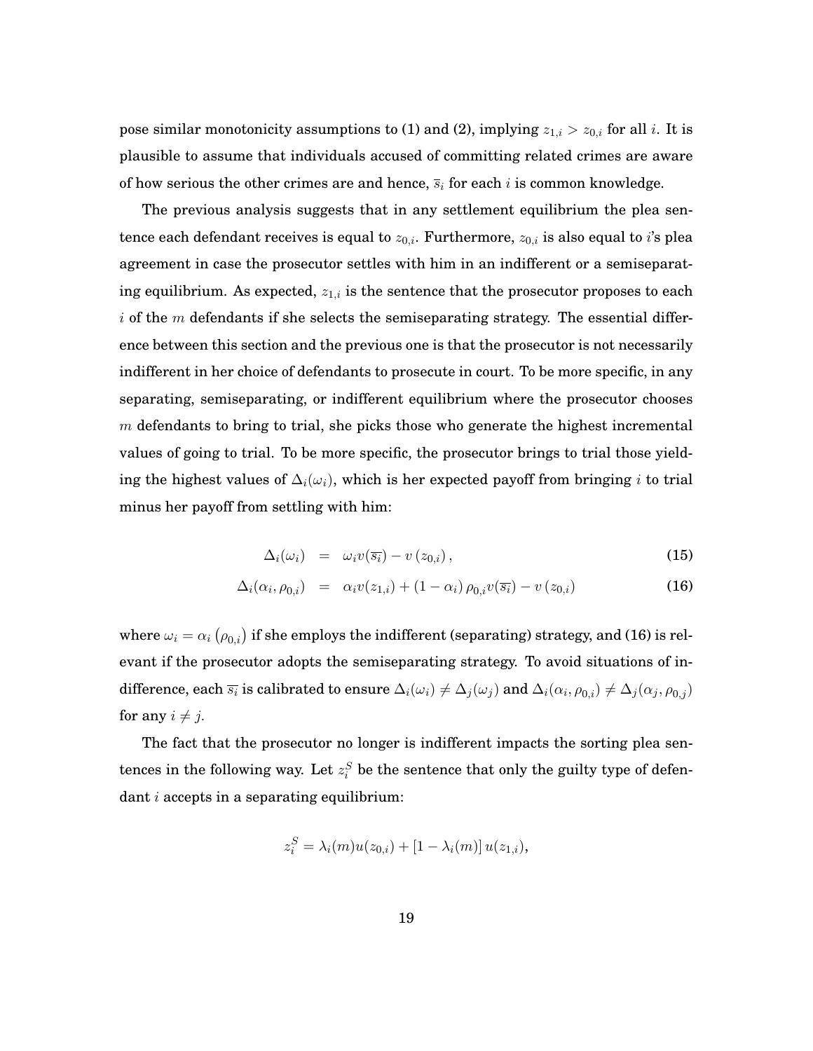pose similar monotonicity assumptions to (1) and (2), implying $z_{1,i} > z_{0,i}$ for all $i$. It is plausible to assume that individuals accused of committing related crimes are aware of how serious the other crimes are and hence, $\overline{s}_i$ for each $i$ is common knowledge.

The previous analysis suggests that in any settlement equilibrium the plea sentence each defendant receives is equal to $z_{0,i}$. Furthermore, $z_{0,i}$ is also equal to $i$'s plea agreement in case the prosecutor settles with him in an indifferent or a semiseparating equilibrium. As expected, $z_{1,i}$ is the sentence that the prosecutor proposes to each $i$ of the $m$ defendants if she selects the semiseparating strategy. The essential difference between this section and the previous one is that the prosecutor is not necessarily indifferent in her choice of defendants to prosecute in court. To be more specific, in any separating, semiseparating, or indifferent equilibrium where the prosecutor chooses $m$ defendants to bring to trial, she picks those who generate the highest incremental values of going to trial. To be more specific, the prosecutor brings to trial those yielding the highest values of $\Delta_i(\omega_i)$, which is her expected payoff from bringing $i$ to trial minus her payoff from settling with him:

$$\Delta_i(\omega_i) \quad = \quad \omega_i v(\overline{s_i}) - v\left(z_{0,i}\right), \tag{15}$$

$$\Delta_i(\alpha_i, \rho_{0,i}) \quad = \quad \alpha_i v(z_{1,i}) + (1 - \alpha_i)\,\rho_{0,i} v(\overline{s_i}) - v\left(z_{0,i}\right) \tag{16}$$

where $\omega_i = \alpha_i \left(\rho_{0,i}\right)$ if she employs the indifferent (separating) strategy, and (16) is relevant if the prosecutor adopts the semiseparating strategy. To avoid situations of indifference, each $\overline{s_i}$ is calibrated to ensure $\Delta_i(\omega_i) \neq \Delta_j(\omega_j)$ and $\Delta_i(\alpha_i, \rho_{0,i}) \neq \Delta_j(\alpha_j, \rho_{0,j})$ for any $i \neq j$.

The fact that the prosecutor no longer is indifferent impacts the sorting plea sentences in the following way. Let $z_i^S$ be the sentence that only the guilty type of defendant $i$ accepts in a separating equilibrium:

$$z_i^S = \lambda_i(m) u(z_{0,i}) + \left[1 - \lambda_i(m)\right] u(z_{1,i}),$$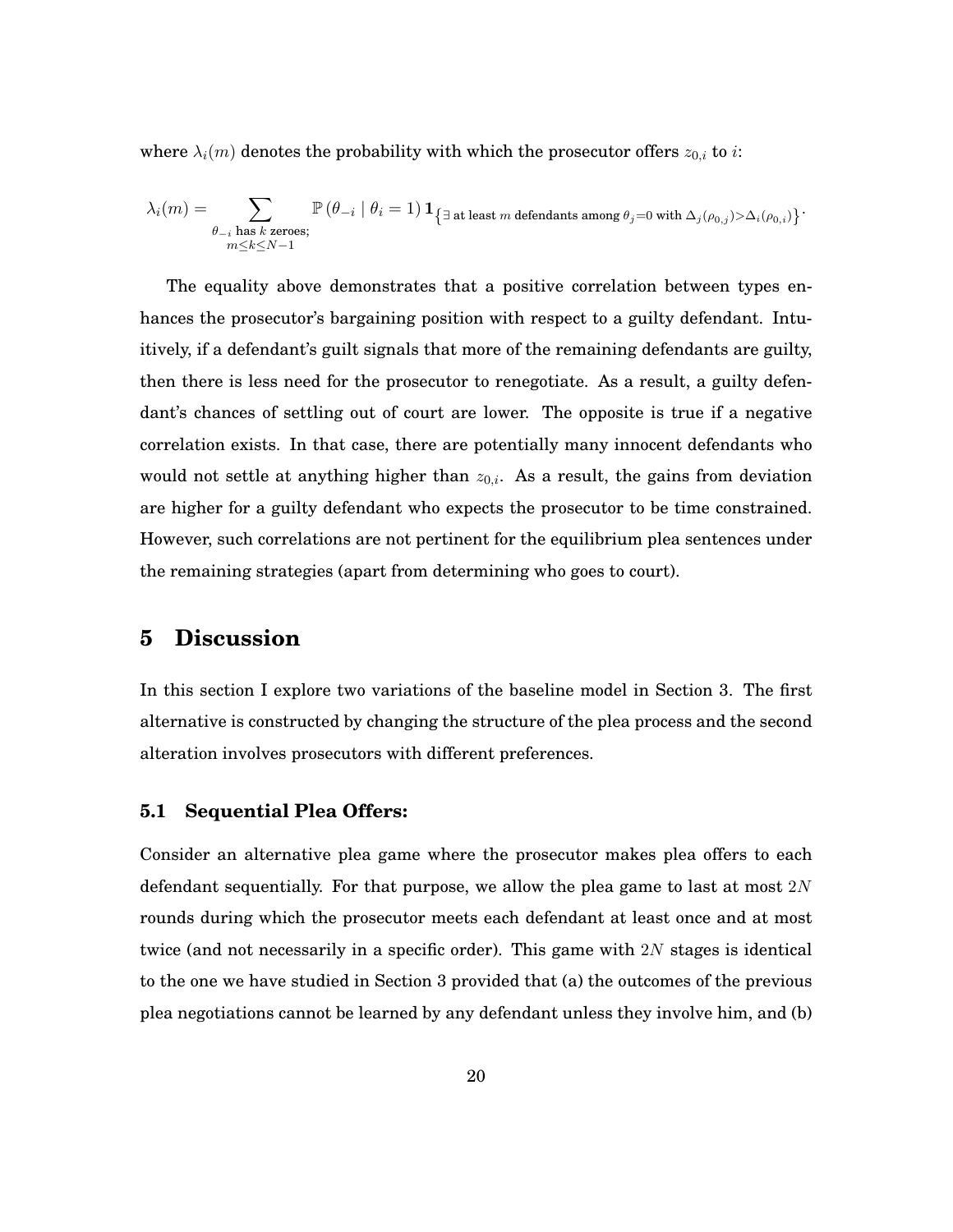where $\lambda_i(m)$ denotes the probability with which the prosecutor offers $z_{0,i}$ to $i$:

$$\lambda_i(m) = \sum_{\substack{\theta_{-i} \text{ has } k \text{ zeroes;} \\ m \leq k \leq N-1}} \mathbb{P}\left(\theta_{-i} \mid \theta_i = 1\right) \mathbf{1}_{\left\{\exists \text{ at least } m \text{ defendants among } \theta_j = 0 \text{ with } \Delta_j(\rho_{0,j}) > \Delta_i(\rho_{0,i})\right\}}.$$

The equality above demonstrates that a positive correlation between types enhances the prosecutor's bargaining position with respect to a guilty defendant. Intuitively, if a defendant's guilt signals that more of the remaining defendants are guilty, then there is less need for the prosecutor to renegotiate. As a result, a guilty defendant's chances of settling out of court are lower. The opposite is true if a negative correlation exists. In that case, there are potentially many innocent defendants who would not settle at anything higher than $z_{0,i}$. As a result, the gains from deviation are higher for a guilty defendant who expects the prosecutor to be time constrained. However, such correlations are not pertinent for the equilibrium plea sentences under the remaining strategies (apart from determining who goes to court).

# 5 Discussion

In this section I explore two variations of the baseline model in Section 3. The first alternative is constructed by changing the structure of the plea process and the second alteration involves prosecutors with different preferences.

## 5.1 Sequential Plea Offers:

Consider an alternative plea game where the prosecutor makes plea offers to each defendant sequentially. For that purpose, we allow the plea game to last at most $2N$ rounds during which the prosecutor meets each defendant at least once and at most twice (and not necessarily in a specific order). This game with $2N$ stages is identical to the one we have studied in Section 3 provided that (a) the outcomes of the previous plea negotiations cannot be learned by any defendant unless they involve him, and (b)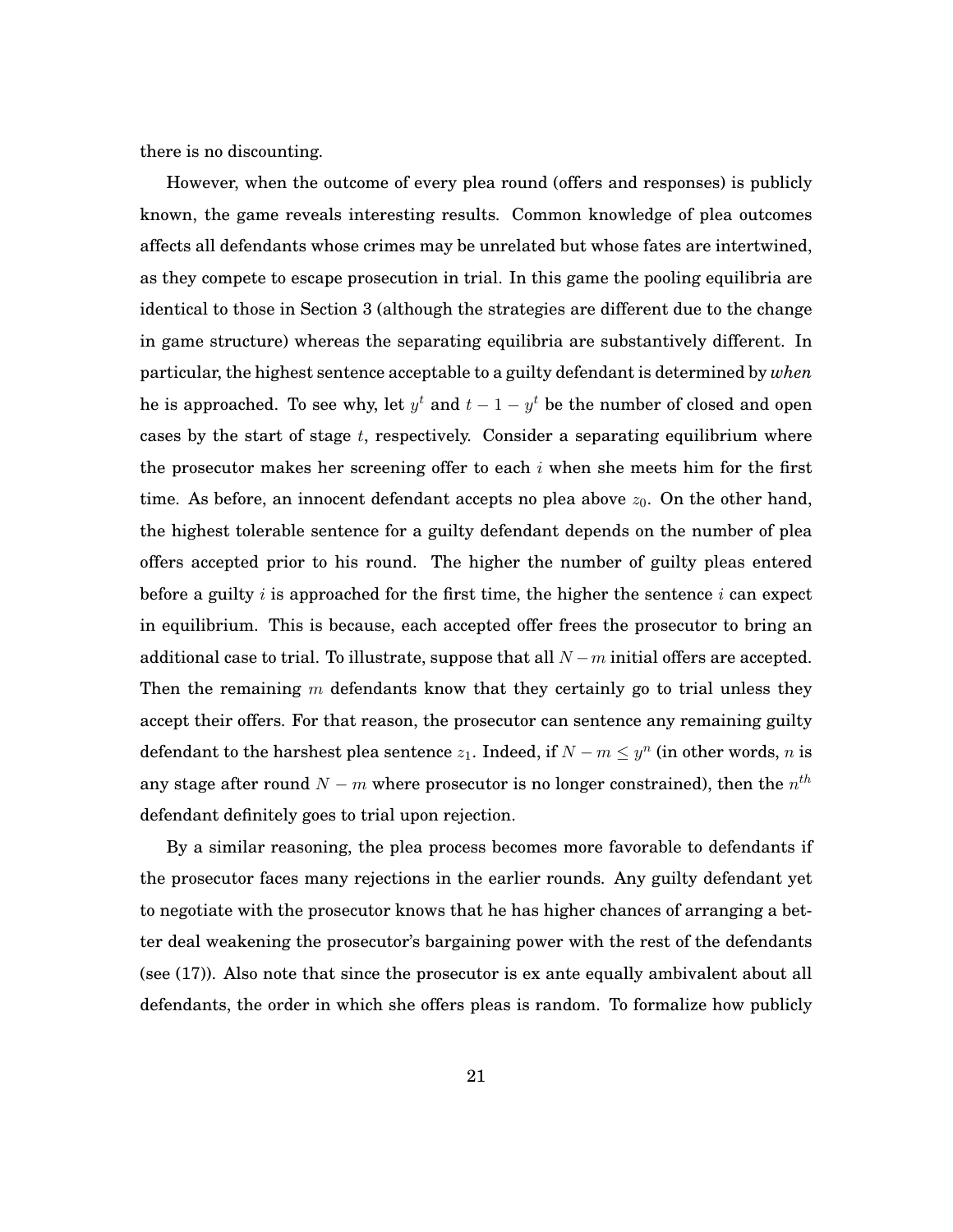there is no discounting.

However, when the outcome of every plea round (offers and responses) is publicly known, the game reveals interesting results. Common knowledge of plea outcomes affects all defendants whose crimes may be unrelated but whose fates are intertwined, as they compete to escape prosecution in trial. In this game the pooling equilibria are identical to those in Section 3 (although the strategies are different due to the change in game structure) whereas the separating equilibria are substantively different. In particular, the highest sentence acceptable to a guilty defendant is determined by *when* he is approached. To see why, let $y^t$ and $t-1-y^t$ be the number of closed and open cases by the start of stage $t$, respectively. Consider a separating equilibrium where the prosecutor makes her screening offer to each $i$ when she meets him for the first time. As before, an innocent defendant accepts no plea above $z_0$. On the other hand, the highest tolerable sentence for a guilty defendant depends on the number of plea offers accepted prior to his round. The higher the number of guilty pleas entered before a guilty $i$ is approached for the first time, the higher the sentence $i$ can expect in equilibrium. This is because, each accepted offer frees the prosecutor to bring an additional case to trial. To illustrate, suppose that all $N-m$ initial offers are accepted. Then the remaining $m$ defendants know that they certainly go to trial unless they accept their offers. For that reason, the prosecutor can sentence any remaining guilty defendant to the harshest plea sentence $z_1$. Indeed, if $N-m \leq y^n$ (in other words, $n$ is any stage after round $N-m$ where prosecutor is no longer constrained), then the $n^{th}$ defendant definitely goes to trial upon rejection.

By a similar reasoning, the plea process becomes more favorable to defendants if the prosecutor faces many rejections in the earlier rounds. Any guilty defendant yet to negotiate with the prosecutor knows that he has higher chances of arranging a better deal weakening the prosecutor's bargaining power with the rest of the defendants (see (17)). Also note that since the prosecutor is ex ante equally ambivalent about all defendants, the order in which she offers pleas is random. To formalize how publicly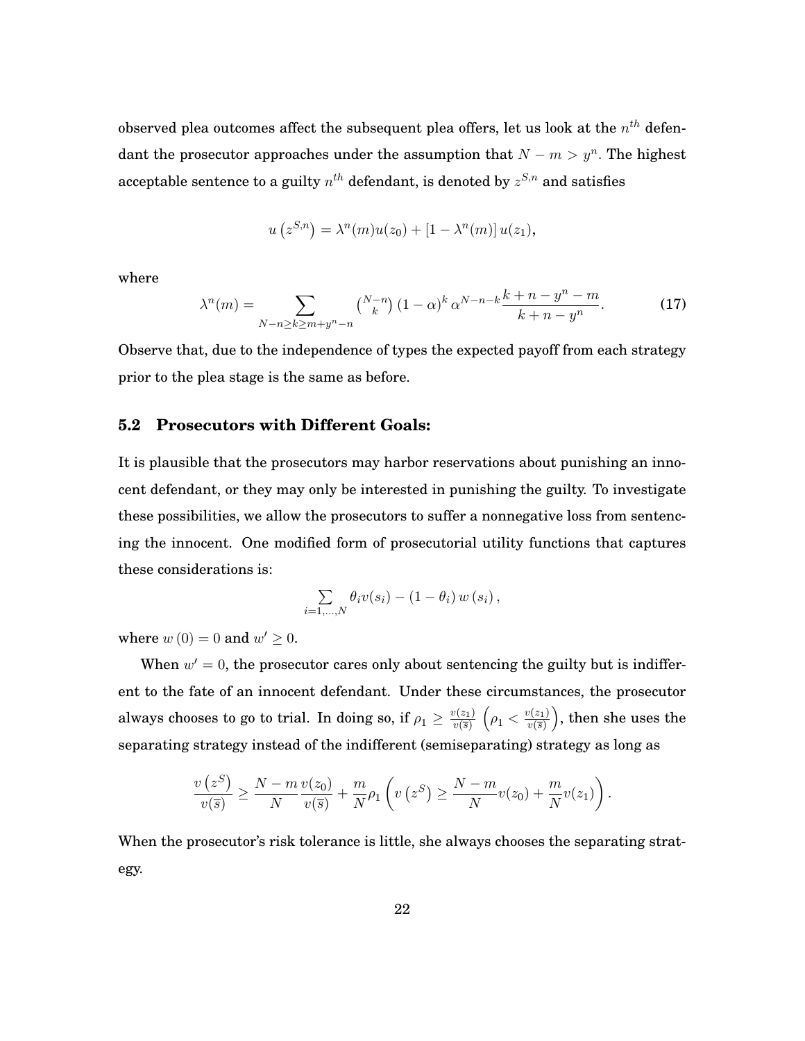observed plea outcomes affect the subsequent plea offers, let us look at the $n^{th}$ defendant the prosecutor approaches under the assumption that $N - m > y^n$. The highest acceptable sentence to a guilty $n^{th}$ defendant, is denoted by $z^{S,n}$ and satisfies

$$u\left(z^{S,n}\right) = \lambda^n(m)u(z_0) + \left[1 - \lambda^n(m)\right]u(z_1),$$

where

$$\lambda^n(m) = \sum_{N-n \geq k \geq m+y^n-n} \binom{N-n}{k} (1-\alpha)^k \alpha^{N-n-k} \frac{k+n-y^n-m}{k+n-y^n}. \tag{17}$$

Observe that, due to the independence of types the expected payoff from each strategy prior to the plea stage is the same as before.

## 5.2 Prosecutors with Different Goals:

It is plausible that the prosecutors may harbor reservations about punishing an innocent defendant, or they may only be interested in punishing the guilty. To investigate these possibilities, we allow the prosecutors to suffer a nonnegative loss from sentencing the innocent. One modified form of prosecutorial utility functions that captures these considerations is:

$$\sum_{i=1,\ldots,N} \theta_i v(s_i) - (1-\theta_i)\, w\left(s_i\right),$$

where $w\left(0\right) = 0$ and $w' \geq 0$.

When $w' = 0$, the prosecutor cares only about sentencing the guilty but is indifferent to the fate of an innocent defendant. Under these circumstances, the prosecutor always chooses to go to trial. In doing so, if $\rho_1 \geq \frac{v(z_1)}{v(\overline{s})}$ $\left(\rho_1 < \frac{v(z_1)}{v(\overline{s})}\right)$, then she uses the separating strategy instead of the indifferent (semiseparating) strategy as long as

$$\frac{v\left(z^S\right)}{v(\overline{s})} \geq \frac{N-m}{N}\frac{v(z_0)}{v(\overline{s})} + \frac{m}{N}\rho_1 \left(v\left(z^S\right) \geq \frac{N-m}{N}v(z_0) + \frac{m}{N}v(z_1)\right).$$

When the prosecutor's risk tolerance is little, she always chooses the separating strategy.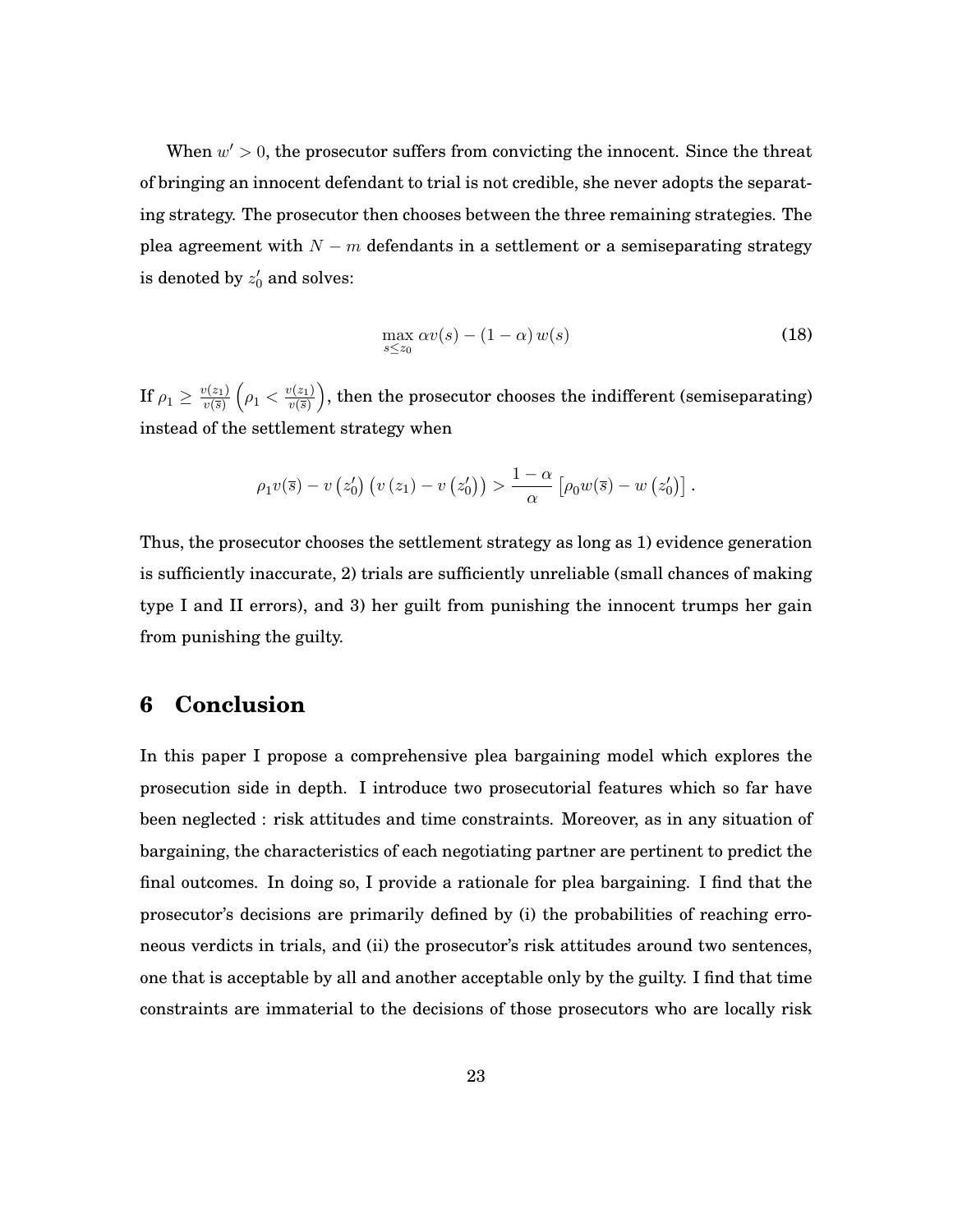When $w' > 0$, the prosecutor suffers from convicting the innocent. Since the threat of bringing an innocent defendant to trial is not credible, she never adopts the separating strategy. The prosecutor then chooses between the three remaining strategies. The plea agreement with $N - m$ defendants in a settlement or a semiseparating strategy is denoted by $z_0'$ and solves:

$$\max_{s \leq z_0} \alpha v(s) - (1 - \alpha) w(s) \tag{18}$$

If $\rho_1 \geq \frac{v(z_1)}{v(\overline{s})}$ $\left(\rho_1 < \frac{v(z_1)}{v(\overline{s})}\right)$, then the prosecutor chooses the indifferent (semiseparating) instead of the settlement strategy when

$$\rho_1 v(\overline{s}) - v\left(z_0'\right)\left(v\left(z_1\right) - v\left(z_0'\right)\right) > \frac{1 - \alpha}{\alpha}\left[\rho_0 w(\overline{s}) - w\left(z_0'\right)\right].$$

Thus, the prosecutor chooses the settlement strategy as long as 1) evidence generation is sufficiently inaccurate, 2) trials are sufficiently unreliable (small chances of making type I and II errors), and 3) her guilt from punishing the innocent trumps her gain from punishing the guilty.

## 6 Conclusion

In this paper I propose a comprehensive plea bargaining model which explores the prosecution side in depth. I introduce two prosecutorial features which so far have been neglected : risk attitudes and time constraints. Moreover, as in any situation of bargaining, the characteristics of each negotiating partner are pertinent to predict the final outcomes. In doing so, I provide a rationale for plea bargaining. I find that the prosecutor's decisions are primarily defined by (i) the probabilities of reaching erroneous verdicts in trials, and (ii) the prosecutor's risk attitudes around two sentences, one that is acceptable by all and another acceptable only by the guilty. I find that time constraints are immaterial to the decisions of those prosecutors who are locally risk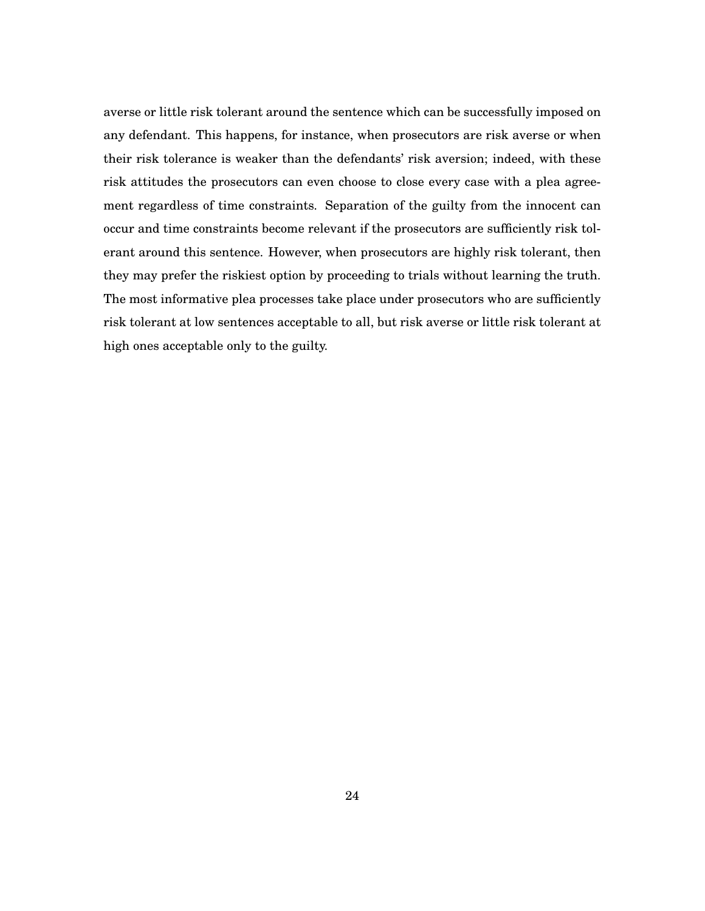averse or little risk tolerant around the sentence which can be successfully imposed on any defendant. This happens, for instance, when prosecutors are risk averse or when their risk tolerance is weaker than the defendants' risk aversion; indeed, with these risk attitudes the prosecutors can even choose to close every case with a plea agreement regardless of time constraints. Separation of the guilty from the innocent can occur and time constraints become relevant if the prosecutors are sufficiently risk tolerant around this sentence. However, when prosecutors are highly risk tolerant, then they may prefer the riskiest option by proceeding to trials without learning the truth. The most informative plea processes take place under prosecutors who are sufficiently risk tolerant at low sentences acceptable to all, but risk averse or little risk tolerant at high ones acceptable only to the guilty.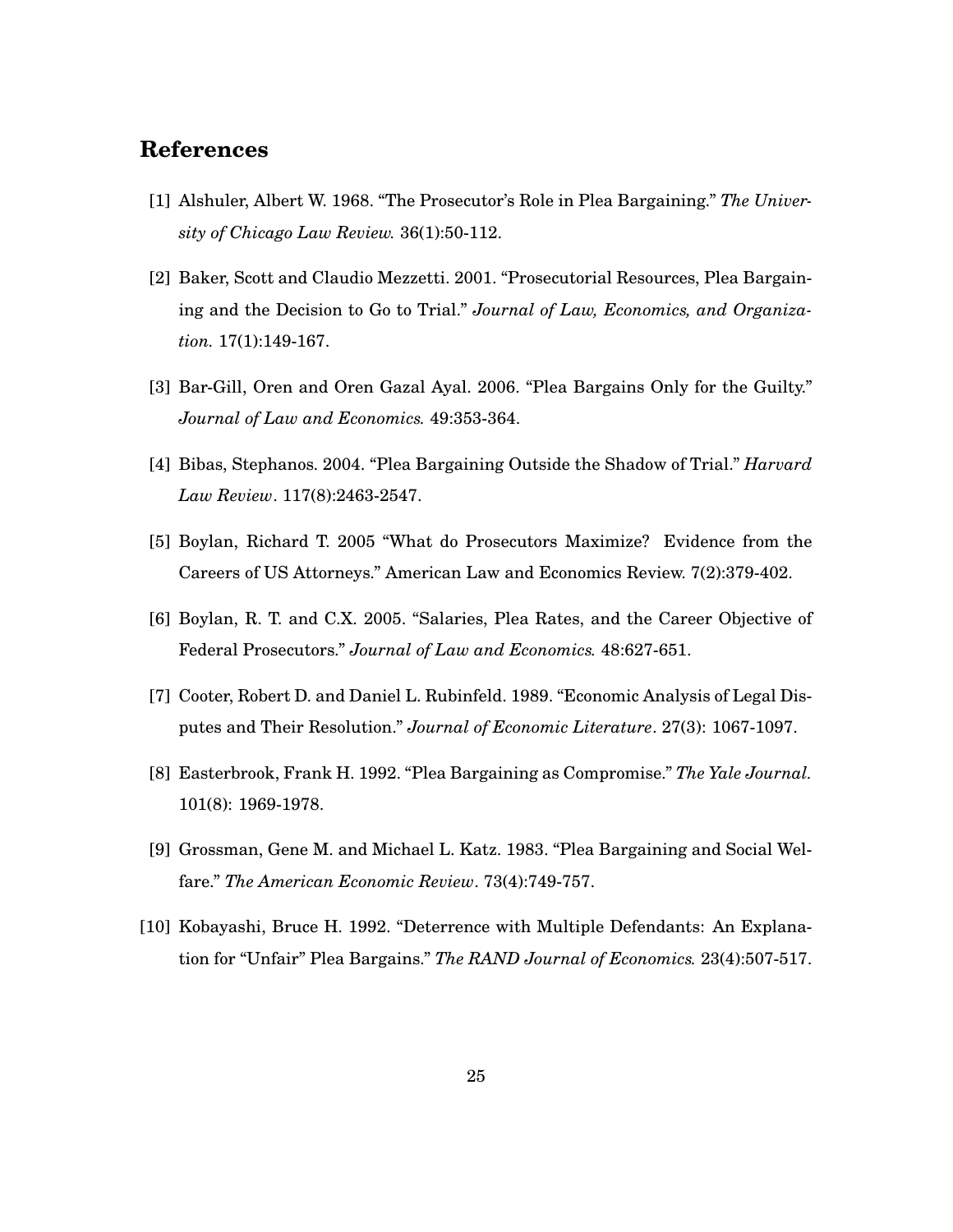## References

[1] Alshuler, Albert W. 1968. "The Prosecutor's Role in Plea Bargaining." *The University of Chicago Law Review.* 36(1):50-112.

[2] Baker, Scott and Claudio Mezzetti. 2001. "Prosecutorial Resources, Plea Bargaining and the Decision to Go to Trial." *Journal of Law, Economics, and Organization.* 17(1):149-167.

[3] Bar-Gill, Oren and Oren Gazal Ayal. 2006. "Plea Bargains Only for the Guilty." *Journal of Law and Economics.* 49:353-364.

[4] Bibas, Stephanos. 2004. "Plea Bargaining Outside the Shadow of Trial." *Harvard Law Review*. 117(8):2463-2547.

[5] Boylan, Richard T. 2005 "What do Prosecutors Maximize? Evidence from the Careers of US Attorneys." American Law and Economics Review. 7(2):379-402.

[6] Boylan, R. T. and C.X. 2005. "Salaries, Plea Rates, and the Career Objective of Federal Prosecutors." *Journal of Law and Economics.* 48:627-651.

[7] Cooter, Robert D. and Daniel L. Rubinfeld. 1989. "Economic Analysis of Legal Disputes and Their Resolution." *Journal of Economic Literature*. 27(3): 1067-1097.

[8] Easterbrook, Frank H. 1992. "Plea Bargaining as Compromise." *The Yale Journal.* 101(8): 1969-1978.

[9] Grossman, Gene M. and Michael L. Katz. 1983. "Plea Bargaining and Social Welfare." *The American Economic Review*. 73(4):749-757.

[10] Kobayashi, Bruce H. 1992. "Deterrence with Multiple Defendants: An Explanation for "Unfair" Plea Bargains." *The RAND Journal of Economics.* 23(4):507-517.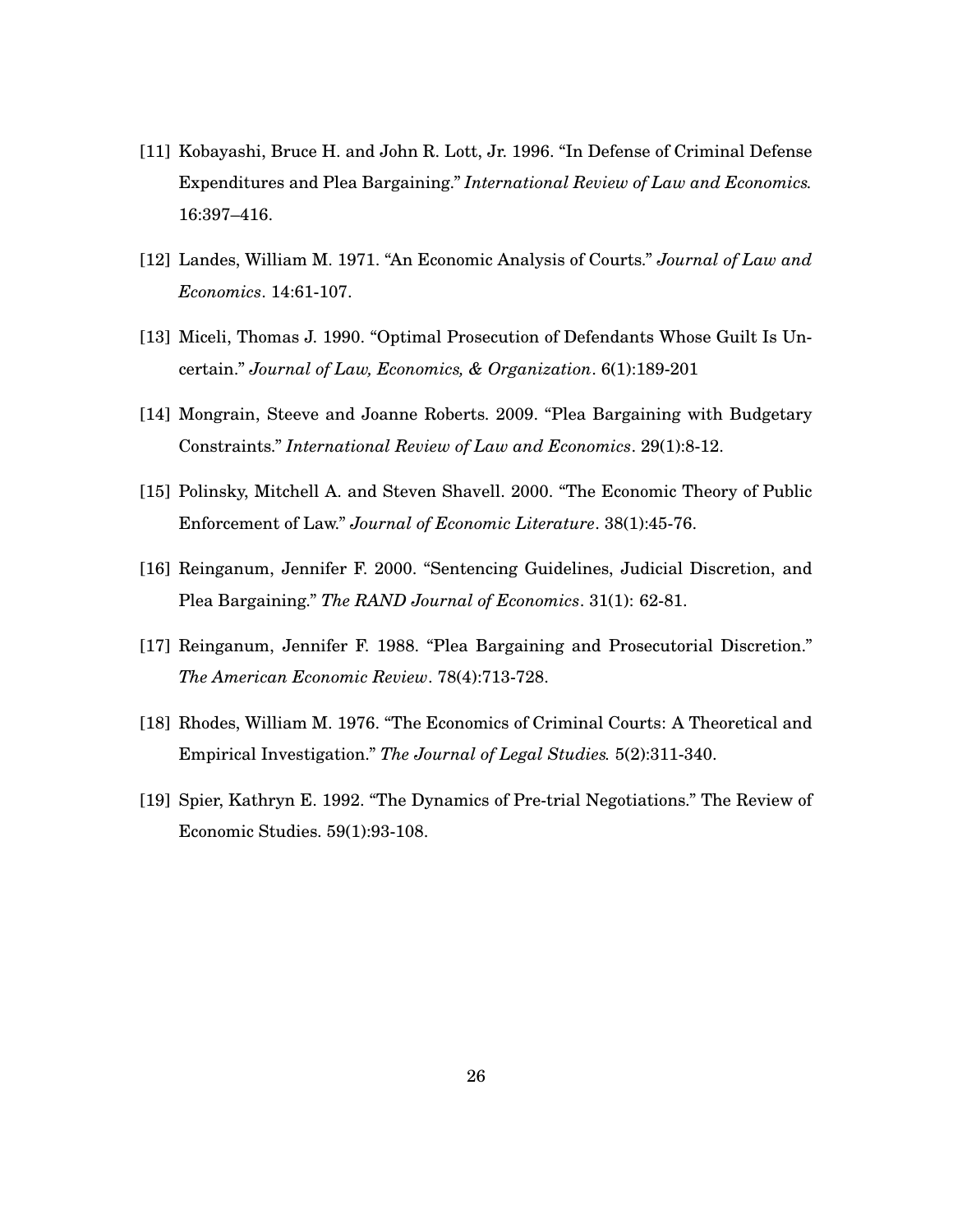[11] Kobayashi, Bruce H. and John R. Lott, Jr. 1996. "In Defense of Criminal Defense Expenditures and Plea Bargaining." *International Review of Law and Economics.* 16:397–416.

[12] Landes, William M. 1971. "An Economic Analysis of Courts." *Journal of Law and Economics*. 14:61-107.

[13] Miceli, Thomas J. 1990. "Optimal Prosecution of Defendants Whose Guilt Is Uncertain." *Journal of Law, Economics, & Organization*. 6(1):189-201

[14] Mongrain, Steeve and Joanne Roberts. 2009. "Plea Bargaining with Budgetary Constraints." *International Review of Law and Economics*. 29(1):8-12.

[15] Polinsky, Mitchell A. and Steven Shavell. 2000. "The Economic Theory of Public Enforcement of Law." *Journal of Economic Literature*. 38(1):45-76.

[16] Reinganum, Jennifer F. 2000. "Sentencing Guidelines, Judicial Discretion, and Plea Bargaining." *The RAND Journal of Economics*. 31(1): 62-81.

[17] Reinganum, Jennifer F. 1988. "Plea Bargaining and Prosecutorial Discretion." *The American Economic Review*. 78(4):713-728.

[18] Rhodes, William M. 1976. "The Economics of Criminal Courts: A Theoretical and Empirical Investigation." *The Journal of Legal Studies.* 5(2):311-340.

[19] Spier, Kathryn E. 1992. "The Dynamics of Pre-trial Negotiations." The Review of Economic Studies. 59(1):93-108.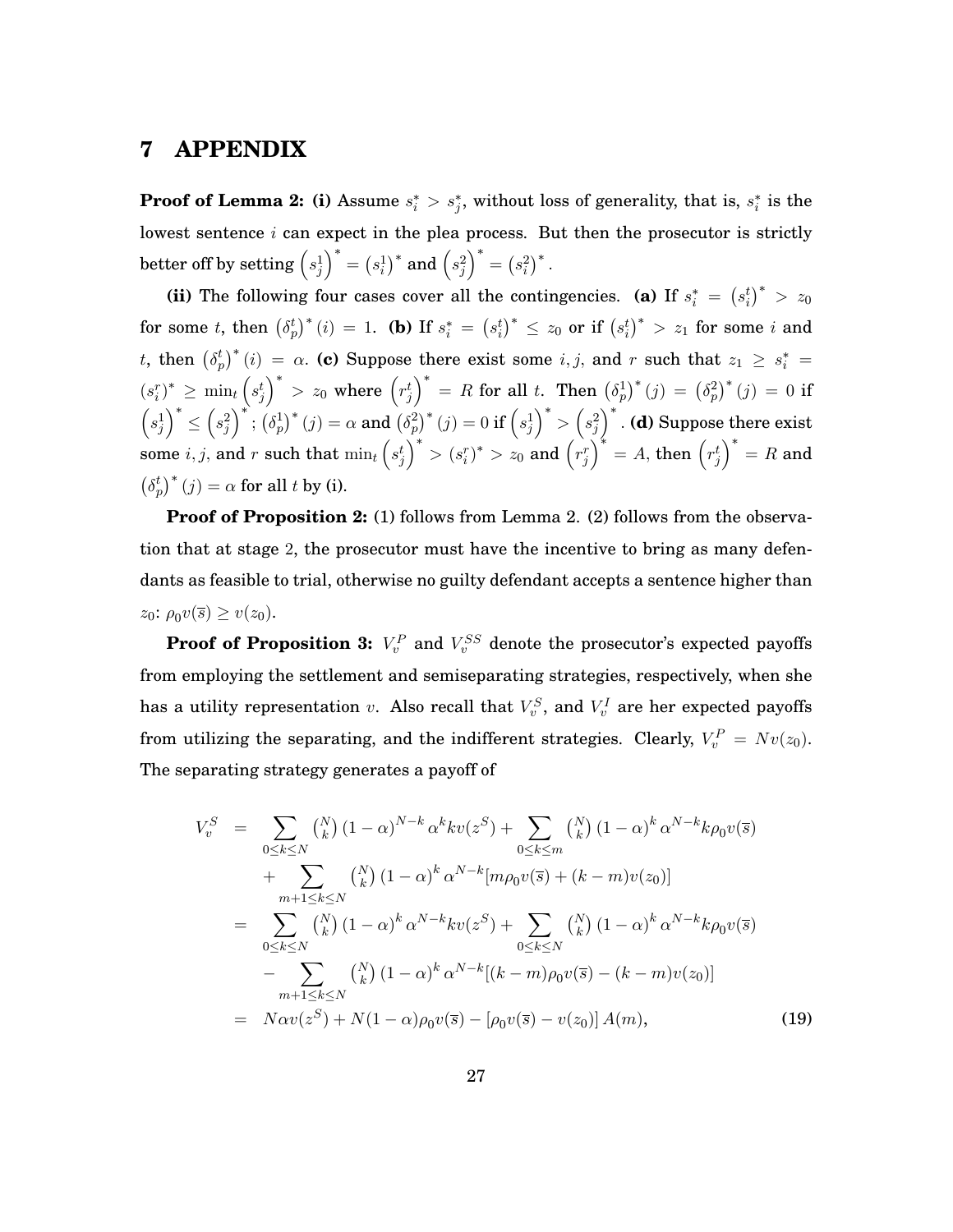# 7 APPENDIX

**Proof of Lemma 2: (i)** Assume $s_i^* > s_j^*$, without loss of generality, that is, $s_i^*$ is the lowest sentence $i$ can expect in the plea process. But then the prosecutor is strictly better off by setting $\left(s_j^1\right)^* = \left(s_i^1\right)^*$ and $\left(s_j^2\right)^* = \left(s_i^2\right)^*$.

**(ii)** The following four cases cover all the contingencies. **(a)** If $s_i^* = \left(s_i^t\right)^* > z_0$ for some $t$, then $\left(\delta_p^t\right)^*(i) = 1$. **(b)** If $s_i^* = \left(s_i^t\right)^* \leq z_0$ or if $\left(s_i^t\right)^* > z_1$ for some $i$ and $t$, then $\left(\delta_p^t\right)^*(i) = \alpha$. **(c)** Suppose there exist some $i, j$, and $r$ such that $z_1 \geq s_i^* = \left(s_i^r\right)^* \geq \min_t \left(s_j^t\right)^* > z_0$ where $\left(r_j^t\right)^* = R$ for all $t$. Then $\left(\delta_p^1\right)^*(j) = \left(\delta_p^2\right)^*(j) = 0$ if $\left(s_j^1\right)^* \leq \left(s_j^2\right)^*$; $\left(\delta_p^1\right)^*(j) = \alpha$ and $\left(\delta_p^2\right)^*(j) = 0$ if $\left(s_j^1\right)^* > \left(s_j^2\right)^*$. **(d)** Suppose there exist some $i, j$, and $r$ such that $\min_t \left(s_j^t\right)^* > \left(s_i^r\right)^* > z_0$ and $\left(r_j^r\right)^* = A$, then $\left(r_j^t\right)^* = R$ and $\left(\delta_p^t\right)^*(j) = \alpha$ for all $t$ by (i).

**Proof of Proposition 2:** (1) follows from Lemma 2. (2) follows from the observation that at stage 2, the prosecutor must have the incentive to bring as many defendants as feasible to trial, otherwise no guilty defendant accepts a sentence higher than $z_0$: $\rho_0 v(\overline{s}) \geq v(z_0)$.

**Proof of Proposition 3:** $V_v^P$ and $V_v^{SS}$ denote the prosecutor's expected payoffs from employing the settlement and semiseparating strategies, respectively, when she has a utility representation $v$. Also recall that $V_v^S$, and $V_v^I$ are her expected payoffs from utilizing the separating, and the indifferent strategies. Clearly, $V_v^P = Nv(z_0)$. The separating strategy generates a payoff of

$$
\begin{aligned}
V_v^S &= \sum_{0 \leq k \leq N} \binom{N}{k} (1-\alpha)^{N-k} \alpha^k k v(z^S) + \sum_{0 \leq k \leq m} \binom{N}{k} (1-\alpha)^k \alpha^{N-k} k \rho_0 v(\overline{s}) \\
&\quad + \sum_{m+1 \leq k \leq N} \binom{N}{k} (1-\alpha)^k \alpha^{N-k} [m \rho_0 v(\overline{s}) + (k-m) v(z_0)] \\
&= \sum_{0 \leq k \leq N} \binom{N}{k} (1-\alpha)^k \alpha^{N-k} k v(z^S) + \sum_{0 \leq k \leq N} \binom{N}{k} (1-\alpha)^k \alpha^{N-k} k \rho_0 v(\overline{s}) \\
&\quad - \sum_{m+1 \leq k \leq N} \binom{N}{k} (1-\alpha)^k \alpha^{N-k} [(k-m) \rho_0 v(\overline{s}) - (k-m) v(z_0)] \\
&= N\alpha v(z^S) + N(1-\alpha)\rho_0 v(\overline{s}) - [\rho_0 v(\overline{s}) - v(z_0)] A(m), \qquad (19)
\end{aligned}
$$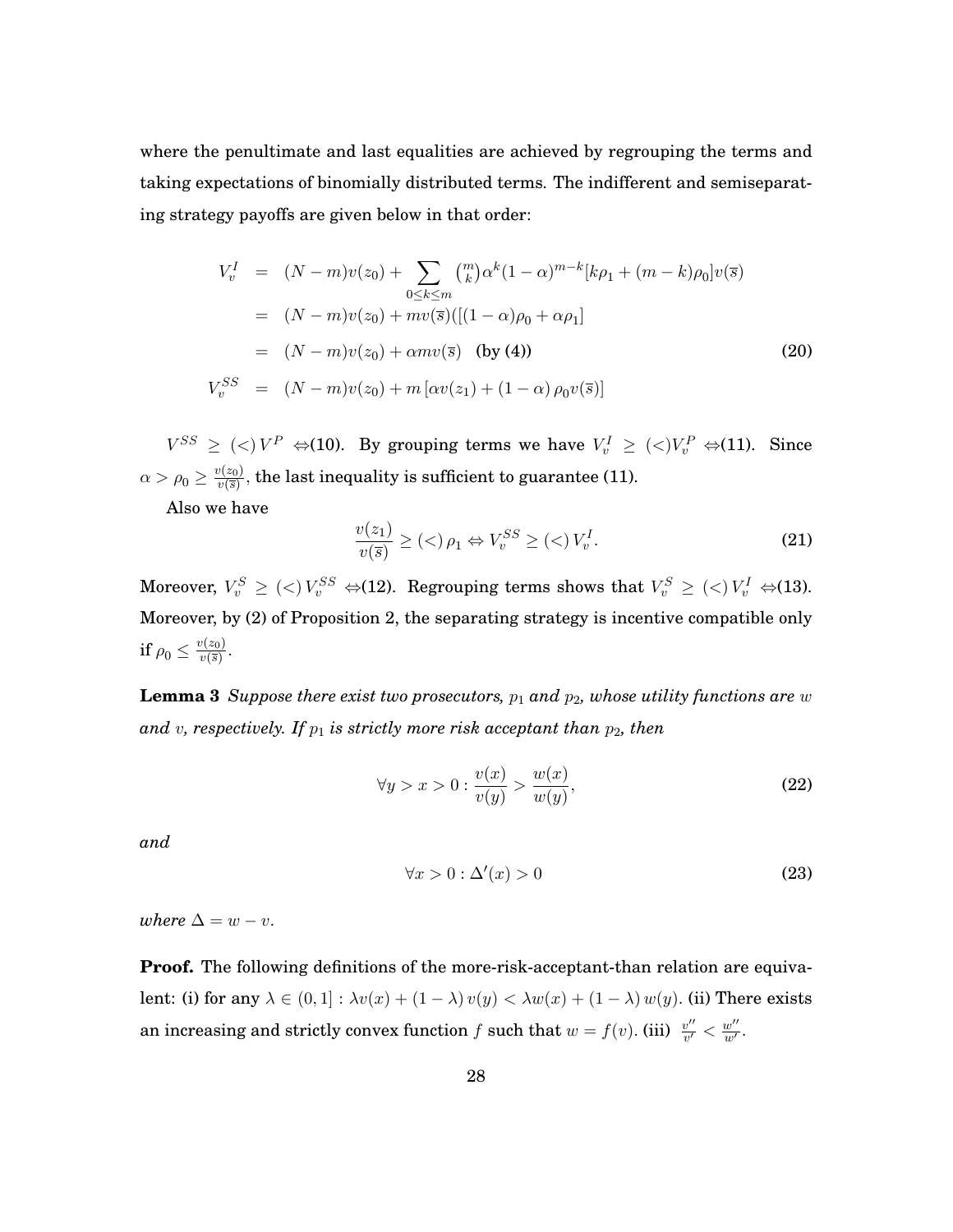where the penultimate and last equalities are achieved by regrouping the terms and taking expectations of binomially distributed terms. The indifferent and semiseparating strategy payoffs are given below in that order:

$$
\begin{aligned}
V_v^I &= (N-m)v(z_0) + \sum_{0\le k\le m} \binom{m}{k}\alpha^k(1-\alpha)^{m-k}[k\rho_1 + (m-k)\rho_0]v(\overline{s}) \\
&= (N-m)v(z_0) + mv(\overline{s})([(1-\alpha)\rho_0 + \alpha\rho_1] \\
&= (N-m)v(z_0) + \alpha m v(\overline{s}) \quad \textbf{(by (4))} \qquad\qquad (20)\\
V_v^{SS} &= (N-m)v(z_0) + m\left[\alpha v(z_1) + (1-\alpha)\rho_0 v(\overline{s})\right]
\end{aligned}
$$

$V^{SS} \geq (<)\, V^P \Leftrightarrow$(10). By grouping terms we have $V_v^I \geq (<) V_v^P \Leftrightarrow$(11). Since $\alpha > \rho_0 \geq \frac{v(z_0)}{v(\overline{s})}$, the last inequality is sufficient to guarantee (11).

Also we have

$$\frac{v(z_1)}{v(\overline{s})} \geq (<)\, \rho_1 \Leftrightarrow V_v^{SS} \geq (<)\, V_v^I. \tag{21}$$

Moreover, $V_v^S \geq (<)\, V_v^{SS} \Leftrightarrow$(12). Regrouping terms shows that $V_v^S \geq (<)\, V_v^I \Leftrightarrow$(13). Moreover, by (2) of Proposition 2, the separating strategy is incentive compatible only if $\rho_0 \leq \frac{v(z_0)}{v(\overline{s})}$.

**Lemma 3** *Suppose there exist two prosecutors, $p_1$ and $p_2$, whose utility functions are $w$ and $v$, respectively. If $p_1$ is strictly more risk acceptant than $p_2$, then*

$$\forall y > x > 0 : \frac{v(x)}{v(y)} > \frac{w(x)}{w(y)}, \tag{22}$$

*and*

$$\forall x > 0 : \Delta'(x) > 0 \tag{23}$$

*where $\Delta = w - v$.*

**Proof.** The following definitions of the more-risk-acceptant-than relation are equivalent: (i) for any $\lambda \in (0,1] : \lambda v(x) + (1-\lambda)\, v(y) < \lambda w(x) + (1-\lambda)\, w(y)$. (ii) There exists an increasing and strictly convex function $f$ such that $w = f(v)$. (iii) $\frac{v''}{v'} < \frac{w''}{w'}$.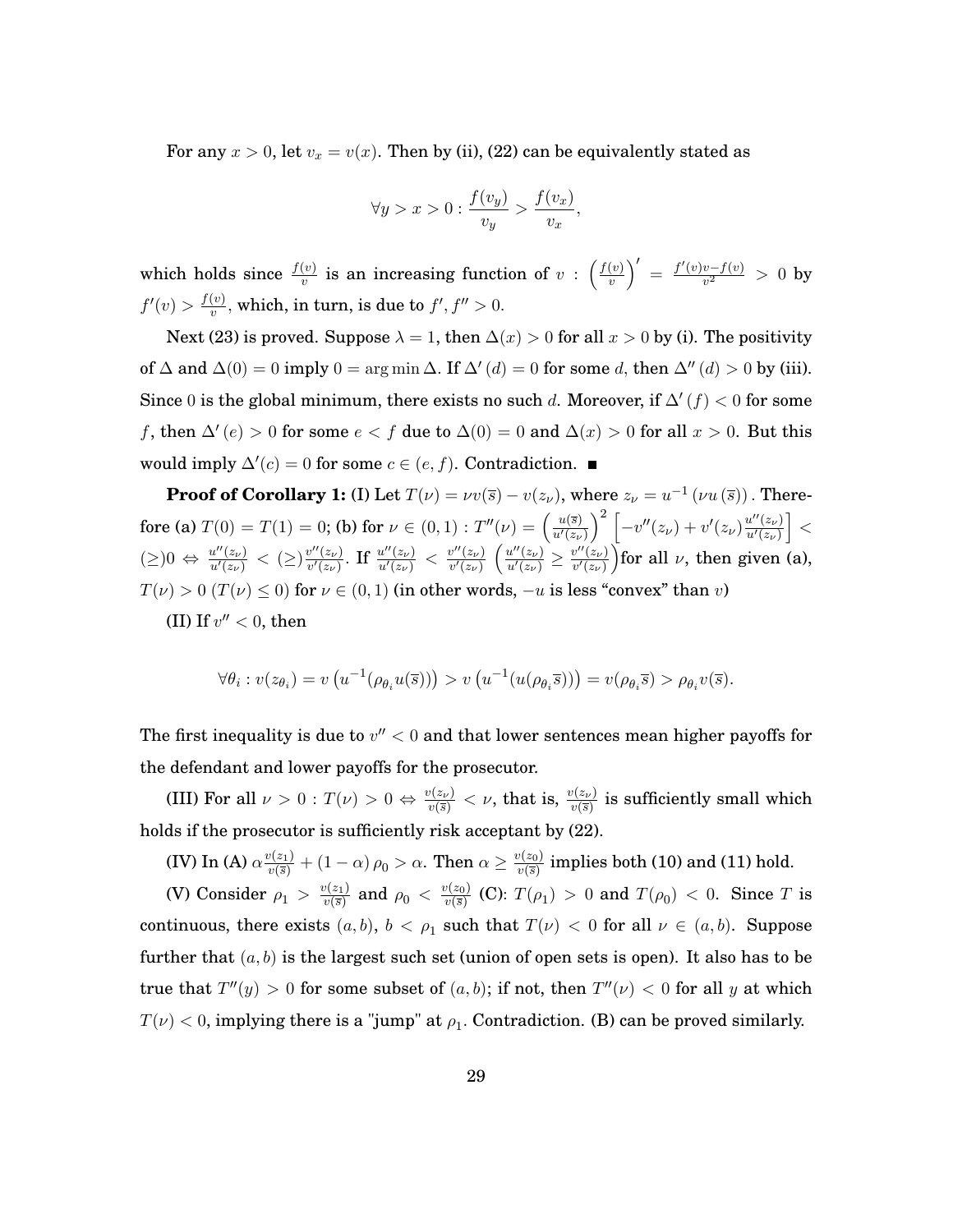For any $x > 0$, let $v_x = v(x)$. Then by (ii), (22) can be equivalently stated as

$$\forall y > x > 0 : \frac{f(v_y)}{v_y} > \frac{f(v_x)}{v_x},$$

which holds since $\frac{f(v)}{v}$ is an increasing function of $v$ : $\left(\frac{f(v)}{v}\right)' = \frac{f'(v)v - f(v)}{v^2} > 0$ by $f'(v) > \frac{f(v)}{v}$, which, in turn, is due to $f', f'' > 0$.

Next (23) is proved. Suppose $\lambda = 1$, then $\Delta(x) > 0$ for all $x > 0$ by (i). The positivity of $\Delta$ and $\Delta(0) = 0$ imply $0 = \arg\min \Delta$. If $\Delta'(d) = 0$ for some $d$, then $\Delta''(d) > 0$ by (iii). Since $0$ is the global minimum, there exists no such $d$. Moreover, if $\Delta'(f) < 0$ for some $f$, then $\Delta'(e) > 0$ for some $e < f$ due to $\Delta(0) = 0$ and $\Delta(x) > 0$ for all $x > 0$. But this would imply $\Delta'(c) = 0$ for some $c \in (e, f)$. Contradiction. ■

**Proof of Corollary 1:** **(I)** Let $T(\nu) = \nu v(\overline{s}) - v(z_\nu)$, where $z_\nu = u^{-1}(\nu u(\overline{s}))$. Therefore **(a)** $T(0) = T(1) = 0$; **(b)** for $\nu \in (0,1)$ : $T''(\nu) = \left(\frac{u(\overline{s})}{u'(z_\nu)}\right)^2 \left[-v''(z_\nu) + v'(z_\nu)\frac{u''(z_\nu)}{u'(z_\nu)}\right] < (\geq) 0 \Leftrightarrow \frac{u''(z_\nu)}{u'(z_\nu)} < (\geq) \frac{v''(z_\nu)}{v'(z_\nu)}$. If $\frac{u''(z_\nu)}{u'(z_\nu)} < \frac{v''(z_\nu)}{v'(z_\nu)}$ $\left(\frac{u''(z_\nu)}{u'(z_\nu)} \geq \frac{v''(z_\nu)}{v'(z_\nu)}\right)$ for all $\nu$, then given (a), $T(\nu) > 0$ ($T(\nu) \leq 0$) for $\nu \in (0,1)$ (in other words, $-u$ is less "convex" than $v$)

**(II)** If $v'' < 0$, then

$$\forall \theta_i : v(z_{\theta_i}) = v\left(u^{-1}(\rho_{\theta_i} u(\overline{s}))\right) > v\left(u^{-1}(u(\rho_{\theta_i}\overline{s}))\right) = v(\rho_{\theta_i}\overline{s}) > \rho_{\theta_i} v(\overline{s}).$$

The first inequality is due to $v'' < 0$ and that lower sentences mean higher payoffs for the defendant and lower payoffs for the prosecutor.

**(III)** For all $\nu > 0$ : $T(\nu) > 0 \Leftrightarrow \frac{v(z_\nu)}{v(\overline{s})} < \nu$, that is, $\frac{v(z_\nu)}{v(\overline{s})}$ is sufficiently small which holds if the prosecutor is sufficiently risk acceptant by (22).

**(IV)** In **(A)** $\alpha \frac{v(z_1)}{v(\overline{s})} + (1-\alpha)\rho_0 > \alpha$. Then $\alpha \geq \frac{v(z_0)}{v(\overline{s})}$ implies both (10) and (11) hold.

**(V)** Consider $\rho_1 > \frac{v(z_1)}{v(\overline{s})}$ and $\rho_0 < \frac{v(z_0)}{v(\overline{s})}$ **(C)**: $T(\rho_1) > 0$ and $T(\rho_0) < 0$. Since $T$ is continuous, there exists $(a,b)$, $b < \rho_1$ such that $T(\nu) < 0$ for all $\nu \in (a,b)$. Suppose further that $(a,b)$ is the largest such set (union of open sets is open). It also has to be true that $T''(y) > 0$ for some subset of $(a,b)$; if not, then $T''(\nu) < 0$ for all $y$ at which $T(\nu) < 0$, implying there is a "jump" at $\rho_1$. Contradiction. **(B)** can be proved similarly.